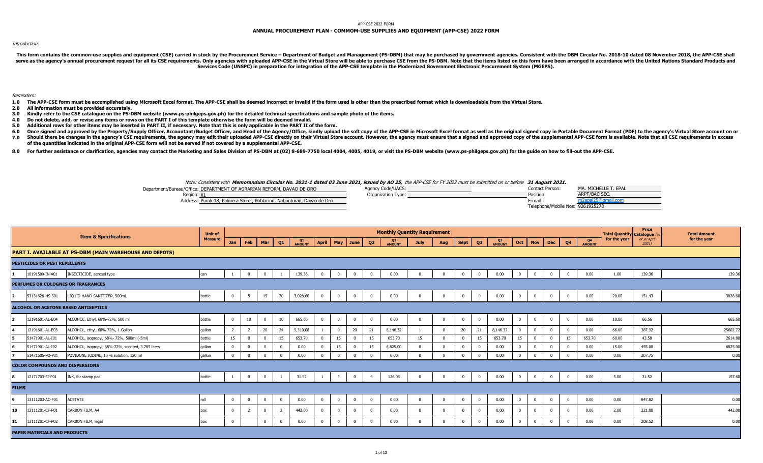APP-CSE 2022 FORM

# ANNUAL PROCUREMENT PLAN - COMMOM-USE SUPPLIES AND EQUIPMENT (APP-CSE) 2022 FORM

*Introduction:*

**This form contains the common-use supplies and equipment (CSE) carried in stock by the Procurement Service – Department of Budget and Management (PS-DBM) that may be purchased by government agencies. Consistent with the DBM Circular No. 2018-10 dated 08 November 2018, the APP-CSE shall serve as the agency's annual procurement request for all its CSE requirements. Only agencies with uploaded APP-CSE in the Virtual Store will be able to purchase CSE from the PS-DBM. Note that the items listed on this form have been arranged in accordance with the United Nations Standard Products and Services Code (UNSPC) in preparation for integration of the APP-CSE template in the Modernized Government Electronic Procurement System (MGEPS).**

*Reminders:*

**1.0 The APP-CSE form must be accomplished using Microsoft Excel format. The APP-CSE shall be deemed incorrect or invalid if the form used is other than the prescribed format which is downloadable from the Virtual Store.**

**2.0 All information must be provided accurately.**

**3.0 Kindly refer to the CSE catalogue on the PS-DBM website (www.ps-philgeps.gov.ph) for the detailed technical specifications and sample photo of the items.**

**4.0 Do not delete, add, or revise any items or rows on the PART I of this template otherwise the form will be deemed invalid.**

**5.0 Additional rows for other items may be inserted in PART II, if necessary. Note that this is only applicable in the PART II of the form.**

**6.0 Once signed and approved by the Property/Supply Officer, Accountant/Budget Officer, and Head of the Agency/Office, kindly upload the soft copy of the APP-CSE in Microsoft Excel format as well as the original signed copy in Portable Document Format (PDF) to the agency's Virtual Store account on or**

**7.0 Should there be changes in the agency's CSE requirements, the agency may edit their uploaded APP-CSE directly on their Virtual Store account. However, the agency must ensure that a signed and approved copy of the supplemental APP-CSE form is available. Note that all CSE requirements in excess of the quantities indicated in the original APP-CSE form will not be served if not covered by a supplemental APP-CSE.**

**8.0 For further assistance or clarification, agencies may contact the Marketing and Sales Division of PS-DBM at (02) 8-689-7750 local 4004, 4005, 4019, or visit the PS-DBM website (www.ps-philgeps.gov.ph) for the guide on how to fill-out the APP-CSE.**

*Note: Consistent with **Memorandum Circular No. 2021-1 dated 03 June 2021, issued by AO 25,** the APP-CSE for FY 2022 must be submitted on or before **31 August 2021.***

Department/Bureau/Office: DEPARTMENT OF AGRARIAN REFORM, DAVAO DE ORO
Region: XI
Address: Purok 18, Palmera Street, Poblacion, Nabunturan, Davao de Oro

Agency Code/UACS:
Organization Type:

Contact Person: MA. MICHELLE T. EPAL
Position: ARPT/BAC SEC.
E-mail : m2epal25@gmail.com
Telephone/Mobile Nos: 9261925278

| | | Item & Specifications | Unit of Measure | Monthly Quantity Requirement | | | | | | | | | | | | | | | | | | | | Total Quantity for the year | Price Catalogue (as of 30 April 2021) | Total Amount for the year |
|---|---|---|---|---|---|---|---|---|---|---|---|---|---|---|---|---|---|---|---|---|---|---|---|---|---|---|
| | | | | Jan | Feb | Mar | Q1 | Q1 AMOUNT | April | May | June | Q2 | Q2 AMOUNT | July | Aug | Sept | Q3 | Q3 AMOUNT | Oct | Nov | Dec | Q4 | Q4 AMOUNT | | | |
| **PART I. AVAILABLE AT PS-DBM (MAIN WAREHOUSE AND DEPOTS)** | | | | | | | | | | | | | | | | | | | | | | | | | | |
| **PESTICIDES OR PEST REPELLENTS** | | | | | | | | | | | | | | | | | | | | | | | | | | |
| 1 | 10191509-IN-A01 | INSECTICIDE, aerosol type | can | 1 | 0 | 0 | 1 | 139.36 | 0 | 0 | 0 | 0 | 0.00 | 0 | 0 | 0 | 0 | 0.00 | 0 | 0 | 0 | 0 | 0.00 | 1.00 | 139.36 | 139.36 |
| **PERFUMES OR COLOGNES OR FRAGRANCES** | | | | | | | | | | | | | | | | | | | | | | | | | | |
| 2 | 53131626-HS-S01 | LIQUID HAND SANITIZER, 500mL | bottle | 0 | 5 | 15 | 20 | 3,028.60 | 0 | 0 | 0 | 0 | 0.00 | 0 | 0 | 0 | 0 | 0.00 | 0 | 0 | 0 | 0 | 0.00 | 20.00 | 151.43 | 3028.60 |
| **ALCOHOL OR ACETONE BASED ANTISEPTICS** | | | | | | | | | | | | | | | | | | | | | | | | | | |
| 3 | 12191601-AL-E04 | ALCOHOL, Ethyl, 68%-72%, 500 ml | bottle | 0 | 10 | 0 | 10 | 665.60 | 0 | 0 | 0 | 0 | 0.00 | 0 | 0 | 0 | 0 | 0.00 | 0 | 0 | 0 | 0 | 0.00 | 10.00 | 66.56 | 665.60 |
| 4 | 12191601-AL-E03 | ALCOHOL, ethyl, 68%-72%, 1 Gallon | gallon | 2 | 2 | 20 | 24 | 9,310.08 | 1 | 0 | 20 | 21 | 8,146.32 | 1 | 0 | 20 | 21 | 8,146.32 | 0 | 0 | 0 | 0 | 0.00 | 66.00 | 387.92 | 25602.72 |
| 5 | 51471901-AL-I01 | ALCOHOL, isopropyl, 68%- 72%, 500ml (-5ml) | bottle | 15 | 0 | 0 | 15 | 653.70 | 0 | 15 | 0 | 15 | 653.70 | 15 | 0 | 0 | 15 | 653.70 | 15 | 0 | 0 | 15 | 653.70 | 60.00 | 43.58 | 2614.80 |
| 6 | 51471901-AL-I02 | ALCOHOL, isopropyl, 68%-72%, scented, 3.785 liters | gallon | 0 | 0 | 0 | 0 | 0.00 | 0 | 15 | 0 | 15 | 6,825.00 | 0 | 0 | 0 | 0 | 0.00 | 0 | 0 | 0 | 0 | 0.00 | 15.00 | 455.00 | 6825.00 |
| 7 | 51471505-PO-P01 | POVIDONE IODINE, 10 % solution, 120 ml | gallon | 0 | 0 | 0 | 0 | 0.00 | 0 | 0 | 0 | 0 | 0.00 | 0 | 0 | 0 | 0 | 0.00 | 0 | 0 | 0 | 0 | 0.00 | 0.00 | 207.75 | 0.00 |
| **COLOR COMPOUNDS AND DISPERSIONS** | | | | | | | | | | | | | | | | | | | | | | | | | | |
| 8 | 12171703-SI-P01 | INK, for stamp pad | bottle | 1 | 0 | 0 | 1 | 31.52 | 1 | 3 | 0 | 4 | 126.08 | 0 | 0 | 0 | 0 | 0.00 | 0 | 0 | 0 | 0 | 0.00 | 5.00 | 31.52 | 157.60 |
| **FILMS** | | | | | | | | | | | | | | | | | | | | | | | | | | |
| 9 | 13111203-AC-F01 | ACETATE | roll | 0 | 0 | 0 | 0 | 0.00 | 0 | 0 | 0 | 0 | 0.00 | 0 | 0 | 0 | 0 | 0.00 | 0 | 0 | 0 | 0 | 0.00 | 0.00 | 847.82 | 0.00 |
| 10 | 13111201-CF-P01 | CARBON FILM, A4 | box | 0 | 2 | 0 | 2 | 442.00 | 0 | 0 | 0 | 0 | 0.00 | 0 | 0 | 0 | 0 | 0.00 | 0 | 0 | 0 | 0 | 0.00 | 2.00 | 221.00 | 442.00 |
| 11 | 13111201-CF-P02 | CARBON FILM, legal | box | 0 | | 0 | 0 | 0.00 | 0 | 0 | 0 | 0 | 0.00 | 0 | 0 | 0 | 0 | 0.00 | 0 | 0 | 0 | 0 | 0.00 | 0.00 | 208.52 | 0.00 |
| **PAPER MATERIALS AND PRODUCTS** | | | | | | | | | | | | | | | | | | | | | | | | | | |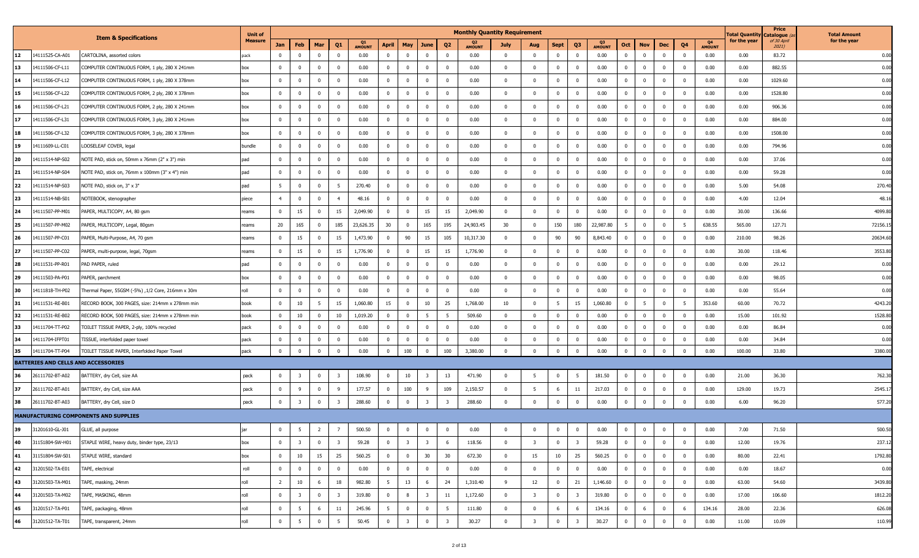| | Item & Specifications | | Unit of Measure | Monthly Quantity Requirement | | | | | | | | | | | | | | | | | | | | Total Quantity for the year | Price Catalogue (as of 30 April 2021) | Total Amount for the year |
|---|---|---|---|---|---|---|---|---|---|---|---|---|---|---|---|---|---|---|---|---|---|---|---|---|---|---|
| | | | | Jan | Feb | Mar | Q1 | Q1 AMOUNT | April | May | June | Q2 | Q2 AMOUNT | July | Aug | Sept | Q3 | Q3 AMOUNT | Oct | Nov | Dec | Q4 | Q4 AMOUNT | | | |
| 12 | 14111525-CA-A01 | CARTOLINA, assorted colors | pack | 0 | 0 | 0 | 0 | 0.00 | 0 | 0 | 0 | 0 | 0.00 | 0 | 0 | 0 | 0 | 0.00 | 0 | 0 | 0 | 0 | 0.00 | 0.00 | 83.72 | 0.00 |
| 13 | 14111506-CF-L11 | COMPUTER CONTINUOUS FORM, 1 ply, 280 X 241mm | box | 0 | 0 | 0 | 0 | 0.00 | 0 | 0 | 0 | 0 | 0.00 | 0 | 0 | 0 | 0 | 0.00 | 0 | 0 | 0 | 0 | 0.00 | 0.00 | 882.55 | 0.00 |
| 14 | 14111506-CF-L12 | COMPUTER CONTINUOUS FORM, 1 ply, 280 X 378mm | box | 0 | 0 | 0 | 0 | 0.00 | 0 | 0 | 0 | 0 | 0.00 | 0 | 0 | 0 | 0 | 0.00 | 0 | 0 | 0 | 0 | 0.00 | 0.00 | 1029.60 | 0.00 |
| 15 | 14111506-CF-L22 | COMPUTER CONTINUOUS FORM, 2 ply, 280 X 378mm | box | 0 | 0 | 0 | 0 | 0.00 | 0 | 0 | 0 | 0 | 0.00 | 0 | 0 | 0 | 0 | 0.00 | 0 | 0 | 0 | 0 | 0.00 | 0.00 | 1528.80 | 0.00 |
| 16 | 14111506-CF-L21 | COMPUTER CONTINUOUS FORM, 2 ply, 280 X 241mm | box | 0 | 0 | 0 | 0 | 0.00 | 0 | 0 | 0 | 0 | 0.00 | 0 | 0 | 0 | 0 | 0.00 | 0 | 0 | 0 | 0 | 0.00 | 0.00 | 906.36 | 0.00 |
| 17 | 14111506-CF-L31 | COMPUTER CONTINUOUS FORM, 3 ply, 280 X 241mm | box | 0 | 0 | 0 | 0 | 0.00 | 0 | 0 | 0 | 0 | 0.00 | 0 | 0 | 0 | 0 | 0.00 | 0 | 0 | 0 | 0 | 0.00 | 0.00 | 884.00 | 0.00 |
| 18 | 14111506-CF-L32 | COMPUTER CONTINUOUS FORM, 3 ply, 280 X 378mm | box | 0 | 0 | 0 | 0 | 0.00 | 0 | 0 | 0 | 0 | 0.00 | 0 | 0 | 0 | 0 | 0.00 | 0 | 0 | 0 | 0 | 0.00 | 0.00 | 1508.00 | 0.00 |
| 19 | 14111609-LL-C01 | LOOSELEAF COVER, legal | bundle | 0 | 0 | 0 | 0 | 0.00 | 0 | 0 | 0 | 0 | 0.00 | 0 | 0 | 0 | 0 | 0.00 | 0 | 0 | 0 | 0 | 0.00 | 0.00 | 794.96 | 0.00 |
| 20 | 14111514-NP-S02 | NOTE PAD, stick on, 50mm x 76mm (2" x 3") min | pad | 0 | 0 | 0 | 0 | 0.00 | 0 | 0 | 0 | 0 | 0.00 | 0 | 0 | 0 | 0 | 0.00 | 0 | 0 | 0 | 0 | 0.00 | 0.00 | 37.06 | 0.00 |
| 21 | 14111514-NP-S04 | NOTE PAD, stick on, 76mm x 100mm (3" x 4") min | pad | 0 | 0 | 0 | 0 | 0.00 | 0 | 0 | 0 | 0 | 0.00 | 0 | 0 | 0 | 0 | 0.00 | 0 | 0 | 0 | 0 | 0.00 | 0.00 | 59.28 | 0.00 |
| 22 | 14111514-NP-S03 | NOTE PAD, stick on, 3" x 3" | pad | 5 | 0 | 0 | 5 | 270.40 | 0 | 0 | 0 | 0 | 0.00 | 0 | 0 | 0 | 0 | 0.00 | 0 | 0 | 0 | 0 | 0.00 | 5.00 | 54.08 | 270.40 |
| 23 | 14111514-NB-S01 | NOTEBOOK, stenographer | piece | 4 | 0 | 0 | 4 | 48.16 | 0 | 0 | 0 | 0 | 0.00 | 0 | 0 | 0 | 0 | 0.00 | 0 | 0 | 0 | 0 | 0.00 | 4.00 | 12.04 | 48.16 |
| 24 | 14111507-PP-M01 | PAPER, MULTICOPY, A4, 80 gsm | reams | 0 | 15 | 0 | 15 | 2,049.90 | 0 | 0 | 15 | 15 | 2,049.90 | 0 | 0 | 0 | 0 | 0.00 | 0 | 0 | 0 | 0 | 0.00 | 30.00 | 136.66 | 4099.80 |
| 25 | 14111507-PP-M02 | PAPER, MULTICOPY, Legal, 80gsm | reams | 20 | 165 | 0 | 185 | 23,626.35 | 30 | 0 | 165 | 195 | 24,903.45 | 30 | 0 | 150 | 180 | 22,987.80 | 5 | 0 | 0 | 5 | 638.55 | 565.00 | 127.71 | 72156.15 |
| 26 | 14111507-PP-C01 | PAPER, Multi-Purpose, A4, 70 gsm | reams | 0 | 15 | 0 | 15 | 1,473.90 | 0 | 90 | 15 | 105 | 10,317.30 | 0 | 0 | 90 | 90 | 8,843.40 | 0 | 0 | 0 | 0 | 0.00 | 210.00 | 98.26 | 20634.60 |
| 27 | 14111507-PP-C02 | PAPER, multi-purpose, legal, 70gsm | reams | 0 | 15 | 0 | 15 | 1,776.90 | 0 | 0 | 15 | 15 | 1,776.90 | 0 | 0 | 0 | 0 | 0.00 | 0 | 0 | 0 | 0 | 0.00 | 30.00 | 118.46 | 3553.80 |
| 28 | 14111531-PP-R01 | PAD PAPER, ruled | pad | 0 | 0 | 0 | 0 | 0.00 | 0 | 0 | 0 | 0 | 0.00 | 0 | 0 | 0 | 0 | 0.00 | 0 | 0 | 0 | 0 | 0.00 | 0.00 | 29.12 | 0.00 |
| 29 | 14111503-PA-P01 | PAPER, parchment | box | 0 | 0 | 0 | 0 | 0.00 | 0 | 0 | 0 | 0 | 0.00 | 0 | 0 | 0 | 0 | 0.00 | 0 | 0 | 0 | 0 | 0.00 | 0.00 | 98.05 | 0.00 |
| 30 | 14111818-TH-P02 | Thermal Paper, 55GSM (-5%) ,1/2 Core, 216mm x 30m | roll | 0 | 0 | 0 | 0 | 0.00 | 0 | 0 | 0 | 0 | 0.00 | 0 | 0 | 0 | 0 | 0.00 | 0 | 0 | 0 | 0 | 0.00 | 0.00 | 55.64 | 0.00 |
| 31 | 14111531-RE-B01 | RECORD BOOK, 300 PAGES, size: 214mm x 278mm min | book | 0 | 10 | 5 | 15 | 1,060.80 | 15 | 0 | 10 | 25 | 1,768.00 | 10 | 0 | 5 | 15 | 1,060.80 | 0 | 5 | 0 | 5 | 353.60 | 60.00 | 70.72 | 4243.20 |
| 32 | 14111531-RE-B02 | RECORD BOOK, 500 PAGES, size: 214mm x 278mm min | book | 0 | 10 | 0 | 10 | 1,019.20 | 0 | 0 | 5 | 5 | 509.60 | 0 | 0 | 0 | 0 | 0.00 | 0 | 0 | 0 | 0 | 0.00 | 15.00 | 101.92 | 1528.80 |
| 33 | 14111704-TT-P02 | TOILET TISSUE PAPER, 2-ply, 100% recycled | pack | 0 | 0 | 0 | 0 | 0.00 | 0 | 0 | 0 | 0 | 0.00 | 0 | 0 | 0 | 0 | 0.00 | 0 | 0 | 0 | 0 | 0.00 | 0.00 | 86.84 | 0.00 |
| 34 | 14111704-IFPT01 | TISSUE, interfolded paper towel | pack | 0 | 0 | 0 | 0 | 0.00 | 0 | 0 | 0 | 0 | 0.00 | 0 | 0 | 0 | 0 | 0.00 | 0 | 0 | 0 | 0 | 0.00 | 0.00 | 34.84 | 0.00 |
| 35 | 14111704-TT-P04 | TOILET TISSUE PAPER, Interfolded Paper Towel | pack | 0 | 0 | 0 | 0 | 0.00 | 0 | 100 | 0 | 100 | 3,380.00 | 0 | 0 | 0 | 0 | 0.00 | 0 | 0 | 0 | 0 | 0.00 | 100.00 | 33.80 | 3380.00 |
| **BATTERIES AND CELLS AND ACCESSORIES** | | | | | | | | | | | | | | | | | | | | | | | | | | |
| 36 | 26111702-BT-A02 | BATTERY, dry Cell, size AA | pack | 0 | 3 | 0 | 3 | 108.90 | 0 | 10 | 3 | 13 | 471.90 | 0 | 5 | 0 | 5 | 181.50 | 0 | 0 | 0 | 0 | 0.00 | 21.00 | 36.30 | 762.30 |
| 37 | 26111702-BT-A01 | BATTERY, dry Cell, size AAA | pack | 0 | 9 | 0 | 9 | 177.57 | 0 | 100 | 9 | 109 | 2,150.57 | 0 | 5 | 6 | 11 | 217.03 | 0 | 0 | 0 | 0 | 0.00 | 129.00 | 19.73 | 2545.17 |
| 38 | 26111702-BT-A03 | BATTERY, dry Cell, size D | pack | 0 | 3 | 0 | 3 | 288.60 | 0 | 0 | 3 | 3 | 288.60 | 0 | 0 | 0 | 0 | 0.00 | 0 | 0 | 0 | 0 | 0.00 | 6.00 | 96.20 | 577.20 |
| **MANUFACTURING COMPONENTS AND SUPPLIES** | | | | | | | | | | | | | | | | | | | | | | | | | | |
| 39 | 31201610-GL-J01 | GLUE, all purpose | jar | 0 | 5 | 2 | 7 | 500.50 | 0 | 0 | 0 | 0 | 0.00 | 0 | 0 | 0 | 0 | 0.00 | 0 | 0 | 0 | 0 | 0.00 | 7.00 | 71.50 | 500.50 |
| 40 | 31151804-SW-H01 | STAPLE WIRE, heavy duty, binder type, 23/13 | box | 0 | 3 | 0 | 3 | 59.28 | 0 | 3 | 3 | 6 | 118.56 | 0 | 3 | 0 | 3 | 59.28 | 0 | 0 | 0 | 0 | 0.00 | 12.00 | 19.76 | 237.12 |
| 41 | 31151804-SW-S01 | STAPLE WIRE, standard | box | 0 | 10 | 15 | 25 | 560.25 | 0 | 0 | 30 | 30 | 672.30 | 0 | 15 | 10 | 25 | 560.25 | 0 | 0 | 0 | 0 | 0.00 | 80.00 | 22.41 | 1792.80 |
| 42 | 31201502-TA-E01 | TAPE, electrical | roll | 0 | 0 | 0 | 0 | 0.00 | 0 | 0 | 0 | 0 | 0.00 | 0 | 0 | 0 | 0 | 0.00 | 0 | 0 | 0 | 0 | 0.00 | 0.00 | 18.67 | 0.00 |
| 43 | 31201503-TA-M01 | TAPE, masking, 24mm | roll | 2 | 10 | 6 | 18 | 982.80 | 5 | 13 | 6 | 24 | 1,310.40 | 9 | 12 | 0 | 21 | 1,146.60 | 0 | 0 | 0 | 0 | 0.00 | 63.00 | 54.60 | 3439.80 |
| 44 | 31201503-TA-M02 | TAPE, MASKING, 48mm | roll | 0 | 3 | 0 | 3 | 319.80 | 0 | 8 | 3 | 11 | 1,172.60 | 0 | 3 | 0 | 3 | 319.80 | 0 | 0 | 0 | 0 | 0.00 | 17.00 | 106.60 | 1812.20 |
| 45 | 31201517-TA-P01 | TAPE, packaging, 48mm | roll | 0 | 5 | 6 | 11 | 245.96 | 5 | 0 | 0 | 5 | 111.80 | 0 | 0 | 6 | 6 | 134.16 | 0 | 6 | 0 | 6 | 134.16 | 28.00 | 22.36 | 626.08 |
| 46 | 31201512-TA-T01 | TAPE, transparent, 24mm | roll | 0 | 5 | 0 | 5 | 50.45 | 0 | 3 | 0 | 3 | 30.27 | 0 | 3 | 0 | 3 | 30.27 | 0 | 0 | 0 | 0 | 0.00 | 11.00 | 10.09 | 110.99 |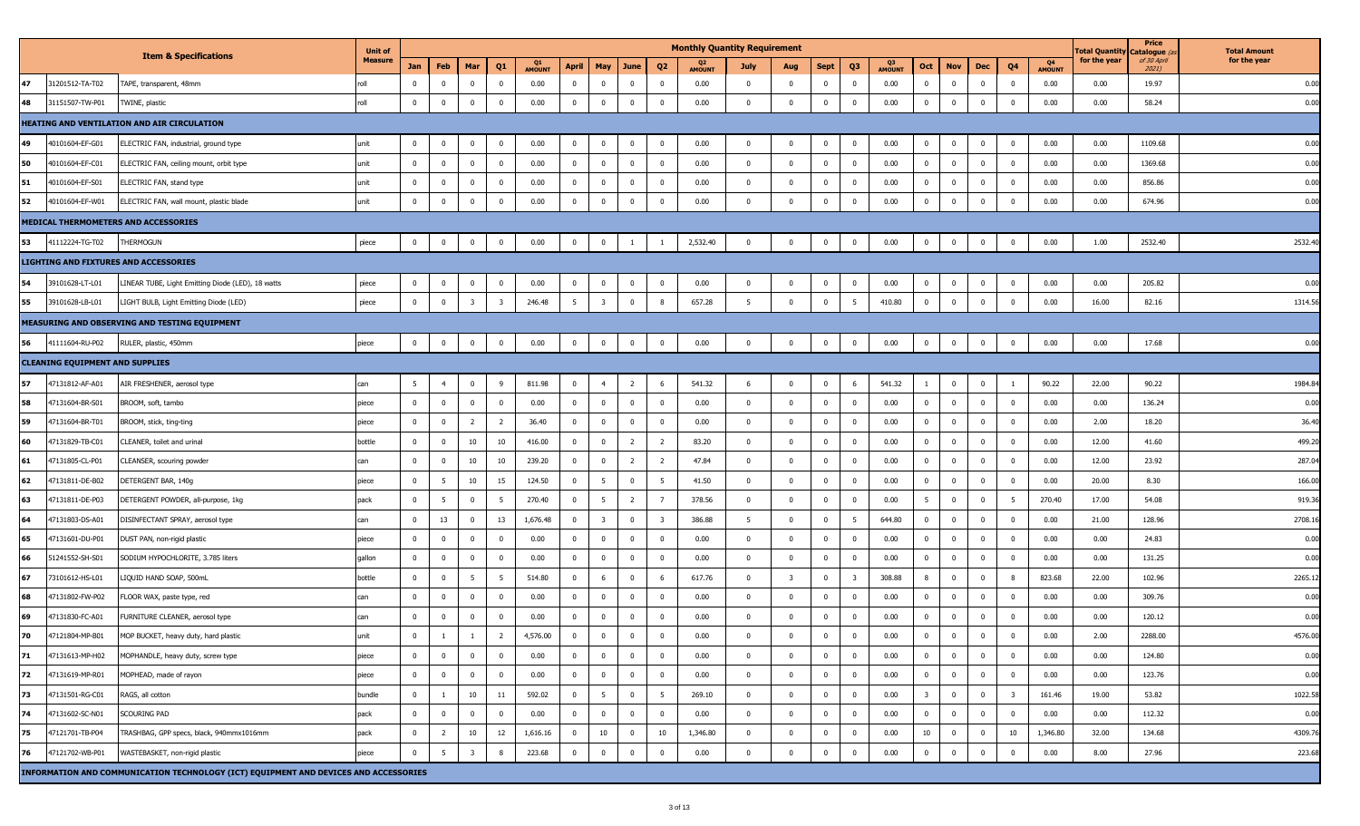| | | Item & Specifications | Unit of Measure | Monthly Quantity Requirement | | | | | | | | | | | | | | | | | | | | | Total Quantity for the year | Price Catalogue (as of 30 April 2021) | Total Amount for the year |
|---|---|---|---|---|---|---|---|---|---|---|---|---|---|---|---|---|---|---|---|---|---|---|---|---|---|---|---|
| | | | | Jan | Feb | Mar | Q1 | Q1 AMOUNT | April | May | June | Q2 | Q2 AMOUNT | July | Aug | Sept | Q3 | Q3 AMOUNT | Oct | Nov | Dec | Q4 | Q4 AMOUNT | | | | |
| 47 | 31201512-TA-T02 | TAPE, transparent, 48mm | roll | 0 | 0 | 0 | 0 | 0.00 | 0 | 0 | 0 | 0 | 0.00 | 0 | 0 | 0 | 0 | 0.00 | 0 | 0 | 0 | 0 | 0.00 | 0.00 | 19.97 | 0.00 |
| 48 | 31151507-TW-P01 | TWINE, plastic | roll | 0 | 0 | 0 | 0 | 0.00 | 0 | 0 | 0 | 0 | 0.00 | 0 | 0 | 0 | 0 | 0.00 | 0 | 0 | 0 | 0 | 0.00 | 0.00 | 58.24 | 0.00 |
| **HEATING AND VENTILATION AND AIR CIRCULATION** | | | | | | | | | | | | | | | | | | | | | | | | | | |
| 49 | 40101604-EF-G01 | ELECTRIC FAN, industrial, ground type | unit | 0 | 0 | 0 | 0 | 0.00 | 0 | 0 | 0 | 0 | 0.00 | 0 | 0 | 0 | 0 | 0.00 | 0 | 0 | 0 | 0 | 0.00 | 0.00 | 1109.68 | 0.00 |
| 50 | 40101604-EF-C01 | ELECTRIC FAN, ceiling mount, orbit type | unit | 0 | 0 | 0 | 0 | 0.00 | 0 | 0 | 0 | 0 | 0.00 | 0 | 0 | 0 | 0 | 0.00 | 0 | 0 | 0 | 0 | 0.00 | 0.00 | 1369.68 | 0.00 |
| 51 | 40101604-EF-S01 | ELECTRIC FAN, stand type | unit | 0 | 0 | 0 | 0 | 0.00 | 0 | 0 | 0 | 0 | 0.00 | 0 | 0 | 0 | 0 | 0.00 | 0 | 0 | 0 | 0 | 0.00 | 0.00 | 856.86 | 0.00 |
| 52 | 40101604-EF-W01 | ELECTRIC FAN, wall mount, plastic blade | unit | 0 | 0 | 0 | 0 | 0.00 | 0 | 0 | 0 | 0 | 0.00 | 0 | 0 | 0 | 0 | 0.00 | 0 | 0 | 0 | 0 | 0.00 | 0.00 | 674.96 | 0.00 |
| **MEDICAL THERMOMETERS AND ACCESSORIES** | | | | | | | | | | | | | | | | | | | | | | | | | | |
| 53 | 41112224-TG-T02 | THERMOGUN | piece | 0 | 0 | 0 | 0 | 0.00 | 0 | 0 | 1 | 1 | 2,532.40 | 0 | 0 | 0 | 0 | 0.00 | 0 | 0 | 0 | 0 | 0.00 | 1.00 | 2532.40 | 2532.40 |
| **LIGHTING AND FIXTURES AND ACCESSORIES** | | | | | | | | | | | | | | | | | | | | | | | | | | |
| 54 | 39101628-LT-L01 | LINEAR TUBE, Light Emitting Diode (LED), 18 watts | piece | 0 | 0 | 0 | 0 | 0.00 | 0 | 0 | 0 | 0 | 0.00 | 0 | 0 | 0 | 0 | 0.00 | 0 | 0 | 0 | 0 | 0.00 | 0.00 | 205.82 | 0.00 |
| 55 | 39101628-LB-L01 | LIGHT BULB, Light Emitting Diode (LED) | piece | 0 | 0 | 3 | 3 | 246.48 | 5 | 3 | 0 | 8 | 657.28 | 5 | 0 | 0 | 5 | 410.80 | 0 | 0 | 0 | 0 | 0.00 | 16.00 | 82.16 | 1314.56 |
| **MEASURING AND OBSERVING AND TESTING EQUIPMENT** | | | | | | | | | | | | | | | | | | | | | | | | | | |
| 56 | 41111604-RU-P02 | RULER, plastic, 450mm | piece | 0 | 0 | 0 | 0 | 0.00 | 0 | 0 | 0 | 0 | 0.00 | 0 | 0 | 0 | 0 | 0.00 | 0 | 0 | 0 | 0 | 0.00 | 0.00 | 17.68 | 0.00 |
| **CLEANING EQUIPMENT AND SUPPLIES** | | | | | | | | | | | | | | | | | | | | | | | | | | |
| 57 | 47131812-AF-A01 | AIR FRESHENER, aerosol type | can | 5 | 4 | 0 | 9 | 811.98 | 0 | 4 | 2 | 6 | 541.32 | 6 | 0 | 0 | 6 | 541.32 | 1 | 0 | 0 | 1 | 90.22 | 22.00 | 90.22 | 1984.84 |
| 58 | 47131604-BR-S01 | BROOM, soft, tambo | piece | 0 | 0 | 0 | 0 | 0.00 | 0 | 0 | 0 | 0 | 0.00 | 0 | 0 | 0 | 0 | 0.00 | 0 | 0 | 0 | 0 | 0.00 | 0.00 | 136.24 | 0.00 |
| 59 | 47131604-BR-T01 | BROOM, stick, ting-ting | piece | 0 | 0 | 2 | 2 | 36.40 | 0 | 0 | 0 | 0 | 0.00 | 0 | 0 | 0 | 0 | 0.00 | 0 | 0 | 0 | 0 | 0.00 | 2.00 | 18.20 | 36.40 |
| 60 | 47131829-TB-C01 | CLEANER, toilet and urinal | bottle | 0 | 0 | 10 | 10 | 416.00 | 0 | 0 | 2 | 2 | 83.20 | 0 | 0 | 0 | 0 | 0.00 | 0 | 0 | 0 | 0 | 0.00 | 12.00 | 41.60 | 499.20 |
| 61 | 47131805-CL-P01 | CLEANSER, scouring powder | can | 0 | 0 | 10 | 10 | 239.20 | 0 | 0 | 2 | 2 | 47.84 | 0 | 0 | 0 | 0 | 0.00 | 0 | 0 | 0 | 0 | 0.00 | 12.00 | 23.92 | 287.04 |
| 62 | 47131811-DE-B02 | DETERGENT BAR, 140g | piece | 0 | 5 | 10 | 15 | 124.50 | 0 | 5 | 0 | 5 | 41.50 | 0 | 0 | 0 | 0 | 0.00 | 0 | 0 | 0 | 0 | 0.00 | 20.00 | 8.30 | 166.00 |
| 63 | 47131811-DE-P03 | DETERGENT POWDER, all-purpose, 1kg | pack | 0 | 5 | 0 | 5 | 270.40 | 0 | 5 | 2 | 7 | 378.56 | 0 | 0 | 0 | 0 | 0.00 | 5 | 0 | 0 | 5 | 270.40 | 17.00 | 54.08 | 919.36 |
| 64 | 47131803-DS-A01 | DISINFECTANT SPRAY, aerosol type | can | 0 | 13 | 0 | 13 | 1,676.48 | 0 | 3 | 0 | 3 | 386.88 | 5 | 0 | 0 | 5 | 644.80 | 0 | 0 | 0 | 0 | 0.00 | 21.00 | 128.96 | 2708.16 |
| 65 | 47131601-DU-P01 | DUST PAN, non-rigid plastic | piece | 0 | 0 | 0 | 0 | 0.00 | 0 | 0 | 0 | 0 | 0.00 | 0 | 0 | 0 | 0 | 0.00 | 0 | 0 | 0 | 0 | 0.00 | 0.00 | 24.83 | 0.00 |
| 66 | 51241552-SH-S01 | SODIUM HYPOCHLORITE, 3.785 liters | gallon | 0 | 0 | 0 | 0 | 0.00 | 0 | 0 | 0 | 0 | 0.00 | 0 | 0 | 0 | 0 | 0.00 | 0 | 0 | 0 | 0 | 0.00 | 0.00 | 131.25 | 0.00 |
| 67 | 73101612-HS-L01 | LIQUID HAND SOAP, 500mL | bottle | 0 | 0 | 5 | 5 | 514.80 | 0 | 6 | 0 | 6 | 617.76 | 0 | 3 | 0 | 3 | 308.88 | 8 | 0 | 0 | 8 | 823.68 | 22.00 | 102.96 | 2265.12 |
| 68 | 47131802-FW-P02 | FLOOR WAX, paste type, red | can | 0 | 0 | 0 | 0 | 0.00 | 0 | 0 | 0 | 0 | 0.00 | 0 | 0 | 0 | 0 | 0.00 | 0 | 0 | 0 | 0 | 0.00 | 0.00 | 309.76 | 0.00 |
| 69 | 47131830-FC-A01 | FURNITURE CLEANER, aerosol type | can | 0 | 0 | 0 | 0 | 0.00 | 0 | 0 | 0 | 0 | 0.00 | 0 | 0 | 0 | 0 | 0.00 | 0 | 0 | 0 | 0 | 0.00 | 0.00 | 120.12 | 0.00 |
| 70 | 47121804-MP-B01 | MOP BUCKET, heavy duty, hard plastic | unit | 0 | 1 | 1 | 2 | 4,576.00 | 0 | 0 | 0 | 0 | 0.00 | 0 | 0 | 0 | 0 | 0.00 | 0 | 0 | 0 | 0 | 0.00 | 2.00 | 2288.00 | 4576.00 |
| 71 | 47131613-MP-H02 | MOPHANDLE, heavy duty, screw type | piece | 0 | 0 | 0 | 0 | 0.00 | 0 | 0 | 0 | 0 | 0.00 | 0 | 0 | 0 | 0 | 0.00 | 0 | 0 | 0 | 0 | 0.00 | 0.00 | 124.80 | 0.00 |
| 72 | 47131619-MP-R01 | MOPHEAD, made of rayon | piece | 0 | 0 | 0 | 0 | 0.00 | 0 | 0 | 0 | 0 | 0.00 | 0 | 0 | 0 | 0 | 0.00 | 0 | 0 | 0 | 0 | 0.00 | 0.00 | 123.76 | 0.00 |
| 73 | 47131501-RG-C01 | RAGS, all cotton | bundle | 0 | 1 | 10 | 11 | 592.02 | 0 | 5 | 0 | 5 | 269.10 | 0 | 0 | 0 | 0 | 0.00 | 3 | 0 | 0 | 3 | 161.46 | 19.00 | 53.82 | 1022.58 |
| 74 | 47131602-SC-N01 | SCOURING PAD | pack | 0 | 0 | 0 | 0 | 0.00 | 0 | 0 | 0 | 0 | 0.00 | 0 | 0 | 0 | 0 | 0.00 | 0 | 0 | 0 | 0 | 0.00 | 0.00 | 112.32 | 0.00 |
| 75 | 47121701-TB-P04 | TRASHBAG, GPP specs, black, 940mmx1016mm | pack | 0 | 2 | 10 | 12 | 1,616.16 | 0 | 10 | 0 | 10 | 1,346.80 | 0 | 0 | 0 | 0 | 0.00 | 10 | 0 | 0 | 10 | 1,346.80 | 32.00 | 134.68 | 4309.76 |
| 76 | 47121702-WB-P01 | WASTEBASKET, non-rigid plastic | piece | 0 | 5 | 3 | 8 | 223.68 | 0 | 0 | 0 | 0 | 0.00 | 0 | 0 | 0 | 0 | 0.00 | 0 | 0 | 0 | 0 | 0.00 | 8.00 | 27.96 | 223.68 |
| **INFORMATION AND COMMUNICATION TECHNOLOGY (ICT) EQUIPMENT AND DEVICES AND ACCESSORIES** | | | | | | | | | | | | | | | | | | | | | | | | | | |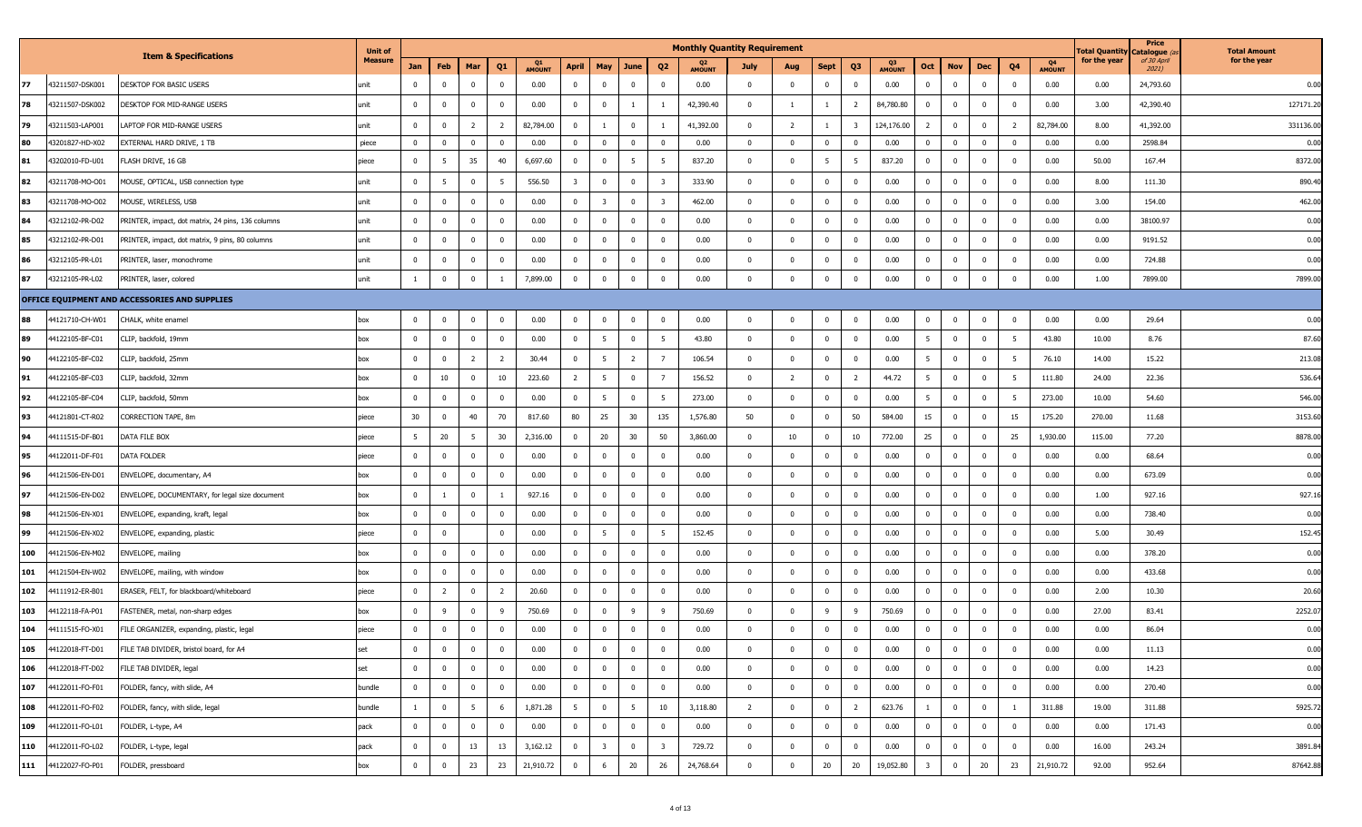| | Item & Specifications | | Unit of Measure | Monthly Quantity Requirement | | | | | | | | | | | | | | | | | | | | Total Quantity for the year | Price Catalogue (as of 30 April 2021) | Total Amount for the year |
|---|---|---|---|---|---|---|---|---|---|---|---|---|---|---|---|---|---|---|---|---|---|---|---|---|---|---|
| | | | | Jan | Feb | Mar | Q1 | Q1 AMOUNT | April | May | June | Q2 | Q2 AMOUNT | July | Aug | Sept | Q3 | Q3 AMOUNT | Oct | Nov | Dec | Q4 | Q4 AMOUNT | | | |
| 77 | 43211507-DSK001 | DESKTOP FOR BASIC USERS | unit | 0 | 0 | 0 | 0 | 0.00 | 0 | 0 | 0 | 0 | 0.00 | 0 | 0 | 0 | 0 | 0.00 | 0 | 0 | 0 | 0 | 0.00 | 0.00 | 24,793.60 | 0.00 |
| 78 | 43211507-DSK002 | DESKTOP FOR MID-RANGE USERS | unit | 0 | 0 | 0 | 0 | 0.00 | 0 | 0 | 1 | 1 | 42,390.40 | 0 | 1 | 1 | 2 | 84,780.80 | 0 | 0 | 0 | 0 | 0.00 | 3.00 | 42,390.40 | 127171.20 |
| 79 | 43211503-LAP001 | LAPTOP FOR MID-RANGE USERS | unit | 0 | 0 | 2 | 2 | 82,784.00 | 0 | 1 | 0 | 1 | 41,392.00 | 0 | 2 | 1 | 3 | 124,176.00 | 2 | 0 | 0 | 2 | 82,784.00 | 8.00 | 41,392.00 | 331136.00 |
| 80 | 43201827-HD-X02 | EXTERNAL HARD DRIVE, 1 TB | piece | 0 | 0 | 0 | 0 | 0.00 | 0 | 0 | 0 | 0 | 0.00 | 0 | 0 | 0 | 0 | 0.00 | 0 | 0 | 0 | 0 | 0.00 | 0.00 | 2598.84 | 0.00 |
| 81 | 43202010-FD-U01 | FLASH DRIVE, 16 GB | piece | 0 | 5 | 35 | 40 | 6,697.60 | 0 | 0 | 5 | 5 | 837.20 | 0 | 0 | 5 | 5 | 837.20 | 0 | 0 | 0 | 0 | 0.00 | 50.00 | 167.44 | 8372.00 |
| 82 | 43211708-MO-O01 | MOUSE, OPTICAL, USB connection type | unit | 0 | 5 | 0 | 5 | 556.50 | 3 | 0 | 0 | 3 | 333.90 | 0 | 0 | 0 | 0 | 0.00 | 0 | 0 | 0 | 0 | 0.00 | 8.00 | 111.30 | 890.40 |
| 83 | 43211708-MO-O02 | MOUSE, WIRELESS, USB | unit | 0 | 0 | 0 | 0 | 0.00 | 0 | 3 | 0 | 3 | 462.00 | 0 | 0 | 0 | 0 | 0.00 | 0 | 0 | 0 | 0 | 0.00 | 3.00 | 154.00 | 462.00 |
| 84 | 43212102-PR-D02 | PRINTER, impact, dot matrix, 24 pins, 136 columns | unit | 0 | 0 | 0 | 0 | 0.00 | 0 | 0 | 0 | 0 | 0.00 | 0 | 0 | 0 | 0 | 0.00 | 0 | 0 | 0 | 0 | 0.00 | 0.00 | 38100.97 | 0.00 |
| 85 | 43212102-PR-D01 | PRINTER, impact, dot matrix, 9 pins, 80 columns | unit | 0 | 0 | 0 | 0 | 0.00 | 0 | 0 | 0 | 0 | 0.00 | 0 | 0 | 0 | 0 | 0.00 | 0 | 0 | 0 | 0 | 0.00 | 0.00 | 9191.52 | 0.00 |
| 86 | 43212105-PR-L01 | PRINTER, laser, monochrome | unit | 0 | 0 | 0 | 0 | 0.00 | 0 | 0 | 0 | 0 | 0.00 | 0 | 0 | 0 | 0 | 0.00 | 0 | 0 | 0 | 0 | 0.00 | 0.00 | 724.88 | 0.00 |
| 87 | 43212105-PR-L02 | PRINTER, laser, colored | unit | 1 | 0 | 0 | 1 | 7,899.00 | 0 | 0 | 0 | 0 | 0.00 | 0 | 0 | 0 | 0 | 0.00 | 0 | 0 | 0 | 0 | 0.00 | 1.00 | 7899.00 | 7899.00 |
| **OFFICE EQUIPMENT AND ACCESSORIES AND SUPPLIES** | | | | | | | | | | | | | | | | | | | | | | | | | | |
| 88 | 44121710-CH-W01 | CHALK, white enamel | box | 0 | 0 | 0 | 0 | 0.00 | 0 | 0 | 0 | 0 | 0.00 | 0 | 0 | 0 | 0 | 0.00 | 0 | 0 | 0 | 0 | 0.00 | 0.00 | 29.64 | 0.00 |
| 89 | 44122105-BF-C01 | CLIP, backfold, 19mm | box | 0 | 0 | 0 | 0 | 0.00 | 0 | 5 | 0 | 5 | 43.80 | 0 | 0 | 0 | 0 | 0.00 | 5 | 0 | 0 | 5 | 43.80 | 10.00 | 8.76 | 87.60 |
| 90 | 44122105-BF-C02 | CLIP, backfold, 25mm | box | 0 | 0 | 2 | 2 | 30.44 | 0 | 5 | 2 | 7 | 106.54 | 0 | 0 | 0 | 0 | 0.00 | 5 | 0 | 0 | 5 | 76.10 | 14.00 | 15.22 | 213.08 |
| 91 | 44122105-BF-C03 | CLIP, backfold, 32mm | box | 0 | 10 | 0 | 10 | 223.60 | 2 | 5 | 0 | 7 | 156.52 | 0 | 2 | 0 | 2 | 44.72 | 5 | 0 | 0 | 5 | 111.80 | 24.00 | 22.36 | 536.64 |
| 92 | 44122105-BF-C04 | CLIP, backfold, 50mm | box | 0 | 0 | 0 | 0 | 0.00 | 0 | 5 | 0 | 5 | 273.00 | 0 | 0 | 0 | 0 | 0.00 | 5 | 0 | 0 | 5 | 273.00 | 10.00 | 54.60 | 546.00 |
| 93 | 44121801-CT-R02 | CORRECTION TAPE, 8m | piece | 30 | 0 | 40 | 70 | 817.60 | 80 | 25 | 30 | 135 | 1,576.80 | 50 | 0 | 0 | 50 | 584.00 | 15 | 0 | 0 | 15 | 175.20 | 270.00 | 11.68 | 3153.60 |
| 94 | 44111515-DF-B01 | DATA FILE BOX | piece | 5 | 20 | 5 | 30 | 2,316.00 | 0 | 20 | 30 | 50 | 3,860.00 | 0 | 10 | 0 | 10 | 772.00 | 25 | 0 | 0 | 25 | 1,930.00 | 115.00 | 77.20 | 8878.00 |
| 95 | 44122011-DF-F01 | DATA FOLDER | piece | 0 | 0 | 0 | 0 | 0.00 | 0 | 0 | 0 | 0 | 0.00 | 0 | 0 | 0 | 0 | 0.00 | 0 | 0 | 0 | 0 | 0.00 | 0.00 | 68.64 | 0.00 |
| 96 | 44121506-EN-D01 | ENVELOPE, documentary, A4 | box | 0 | 0 | 0 | 0 | 0.00 | 0 | 0 | 0 | 0 | 0.00 | 0 | 0 | 0 | 0 | 0.00 | 0 | 0 | 0 | 0 | 0.00 | 0.00 | 673.09 | 0.00 |
| 97 | 44121506-EN-D02 | ENVELOPE, DOCUMENTARY, for legal size document | box | 0 | 1 | 0 | 1 | 927.16 | 0 | 0 | 0 | 0 | 0.00 | 0 | 0 | 0 | 0 | 0.00 | 0 | 0 | 0 | 0 | 0.00 | 1.00 | 927.16 | 927.16 |
| 98 | 44121506-EN-X01 | ENVELOPE, expanding, kraft, legal | box | 0 | 0 | 0 | 0 | 0.00 | 0 | 0 | 0 | 0 | 0.00 | 0 | 0 | 0 | 0 | 0.00 | 0 | 0 | 0 | 0 | 0.00 | 0.00 | 738.40 | 0.00 |
| 99 | 44121506-EN-X02 | ENVELOPE, expanding, plastic | piece | 0 | 0 | | 0 | 0.00 | 0 | 5 | 0 | 5 | 152.45 | 0 | 0 | 0 | 0 | 0.00 | 0 | 0 | 0 | 0 | 0.00 | 5.00 | 30.49 | 152.45 |
| 100 | 44121506-EN-M02 | ENVELOPE, mailing | box | 0 | 0 | 0 | 0 | 0.00 | 0 | 0 | 0 | 0 | 0.00 | 0 | 0 | 0 | 0 | 0.00 | 0 | 0 | 0 | 0 | 0.00 | 0.00 | 378.20 | 0.00 |
| 101 | 44121504-EN-W02 | ENVELOPE, mailing, with window | box | 0 | 0 | 0 | 0 | 0.00 | 0 | 0 | 0 | 0 | 0.00 | 0 | 0 | 0 | 0 | 0.00 | 0 | 0 | 0 | 0 | 0.00 | 0.00 | 433.68 | 0.00 |
| 102 | 44111912-ER-B01 | ERASER, FELT, for blackboard/whiteboard | piece | 0 | 2 | 0 | 2 | 20.60 | 0 | 0 | 0 | 0 | 0.00 | 0 | 0 | 0 | 0 | 0.00 | 0 | 0 | 0 | 0 | 0.00 | 2.00 | 10.30 | 20.60 |
| 103 | 44122118-FA-P01 | FASTENER, metal, non-sharp edges | box | 0 | 9 | 0 | 9 | 750.69 | 0 | 0 | 9 | 9 | 750.69 | 0 | 0 | 9 | 9 | 750.69 | 0 | 0 | 0 | 0 | 0.00 | 27.00 | 83.41 | 2252.07 |
| 104 | 44111515-FO-X01 | FILE ORGANIZER, expanding, plastic, legal | piece | 0 | 0 | 0 | 0 | 0.00 | 0 | 0 | 0 | 0 | 0.00 | 0 | 0 | 0 | 0 | 0.00 | 0 | 0 | 0 | 0 | 0.00 | 0.00 | 86.04 | 0.00 |
| 105 | 44122018-FT-D01 | FILE TAB DIVIDER, bristol board, for A4 | set | 0 | 0 | 0 | 0 | 0.00 | 0 | 0 | 0 | 0 | 0.00 | 0 | 0 | 0 | 0 | 0.00 | 0 | 0 | 0 | 0 | 0.00 | 0.00 | 11.13 | 0.00 |
| 106 | 44122018-FT-D02 | FILE TAB DIVIDER, legal | set | 0 | 0 | 0 | 0 | 0.00 | 0 | 0 | 0 | 0 | 0.00 | 0 | 0 | 0 | 0 | 0.00 | 0 | 0 | 0 | 0 | 0.00 | 0.00 | 14.23 | 0.00 |
| 107 | 44122011-FO-F01 | FOLDER, fancy, with slide, A4 | bundle | 0 | 0 | 0 | 0 | 0.00 | 0 | 0 | 0 | 0 | 0.00 | 0 | 0 | 0 | 0 | 0.00 | 0 | 0 | 0 | 0 | 0.00 | 0.00 | 270.40 | 0.00 |
| 108 | 44122011-FO-F02 | FOLDER, fancy, with slide, legal | bundle | 1 | 0 | 5 | 6 | 1,871.28 | 5 | 0 | 5 | 10 | 3,118.80 | 2 | 0 | 0 | 2 | 623.76 | 1 | 0 | 0 | 1 | 311.88 | 19.00 | 311.88 | 5925.72 |
| 109 | 44122011-FO-L01 | FOLDER, L-type, A4 | pack | 0 | 0 | 0 | 0 | 0.00 | 0 | 0 | 0 | 0 | 0.00 | 0 | 0 | 0 | 0 | 0.00 | 0 | 0 | 0 | 0 | 0.00 | 0.00 | 171.43 | 0.00 |
| 110 | 44122011-FO-L02 | FOLDER, L-type, legal | pack | 0 | 0 | 13 | 13 | 3,162.12 | 0 | 3 | 0 | 3 | 729.72 | 0 | 0 | 0 | 0 | 0.00 | 0 | 0 | 0 | 0 | 0.00 | 16.00 | 243.24 | 3891.84 |
| 111 | 44122027-FO-P01 | FOLDER, pressboard | box | 0 | 0 | 23 | 23 | 21,910.72 | 0 | 6 | 20 | 26 | 24,768.64 | 0 | 0 | 20 | 20 | 19,052.80 | 3 | 0 | 20 | 23 | 21,910.72 | 92.00 | 952.64 | 87642.88 |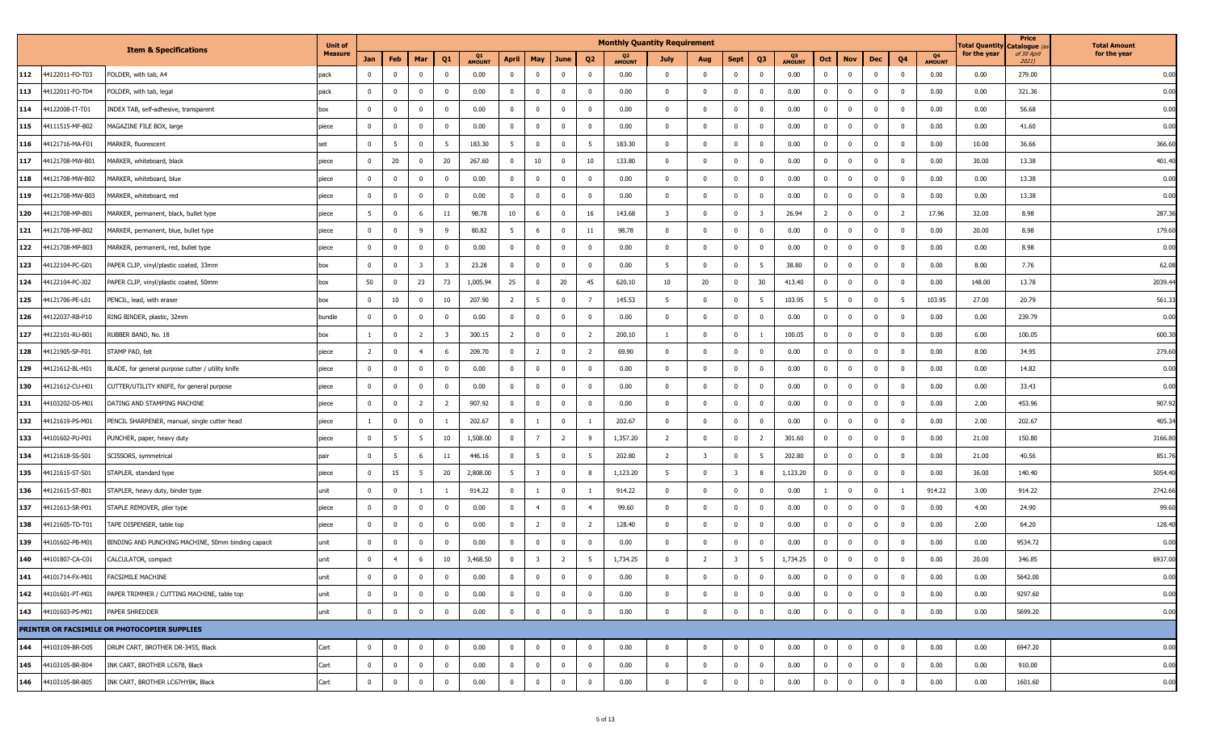| | | Item & Specifications | Unit of Measure | Monthly Quantity Requirement | | | | | | | | | | | | | | | | | | | | | | Total Quantity for the year | Price Catalogue (as of 30 April 2021) | Total Amount for the year |
|---|---|---|---|---|---|---|---|---|---|---|---|---|---|---|---|---|---|---|---|---|---|---|---|---|---|---|---|---|
| | | | | Jan | Feb | Mar | Q1 | Q1 AMOUNT | April | May | June | Q2 | Q2 AMOUNT | July | Aug | Sept | Q3 | Q3 AMOUNT | Oct | Nov | Dec | Q4 | Q4 AMOUNT | | | |
| 112 | 44122011-FO-T03 | FOLDER, with tab, A4 | pack | 0 | 0 | 0 | 0 | 0.00 | 0 | 0 | 0 | 0 | 0.00 | 0 | 0 | 0 | 0 | 0.00 | 0 | 0 | 0 | 0 | 0.00 | 0.00 | 279.00 | 0.00 |
| 113 | 44122011-FO-T04 | FOLDER, with tab, legal | pack | 0 | 0 | 0 | 0 | 0.00 | 0 | 0 | 0 | 0 | 0.00 | 0 | 0 | 0 | 0 | 0.00 | 0 | 0 | 0 | 0 | 0.00 | 0.00 | 321.36 | 0.00 |
| 114 | 44122008-IT-T01 | INDEX TAB, self-adhesive, transparent | box | 0 | 0 | 0 | 0 | 0.00 | 0 | 0 | 0 | 0 | 0.00 | 0 | 0 | 0 | 0 | 0.00 | 0 | 0 | 0 | 0 | 0.00 | 0.00 | 56.68 | 0.00 |
| 115 | 44111515-MF-B02 | MAGAZINE FILE BOX, large | piece | 0 | 0 | 0 | 0 | 0.00 | 0 | 0 | 0 | 0 | 0.00 | 0 | 0 | 0 | 0 | 0.00 | 0 | 0 | 0 | 0 | 0.00 | 0.00 | 41.60 | 0.00 |
| 116 | 44121716-MA-F01 | MARKER, fluorescent | set | 0 | 5 | 0 | 5 | 183.30 | 5 | 0 | 0 | 5 | 183.30 | 0 | 0 | 0 | 0 | 0.00 | 0 | 0 | 0 | 0 | 0.00 | 10.00 | 36.66 | 366.60 |
| 117 | 44121708-MW-B01 | MARKER, whiteboard, black | piece | 0 | 20 | 0 | 20 | 267.60 | 0 | 10 | 0 | 10 | 133.80 | 0 | 0 | 0 | 0 | 0.00 | 0 | 0 | 0 | 0 | 0.00 | 30.00 | 13.38 | 401.40 |
| 118 | 44121708-MW-B02 | MARKER, whiteboard, blue | piece | 0 | 0 | 0 | 0 | 0.00 | 0 | 0 | 0 | 0 | 0.00 | 0 | 0 | 0 | 0 | 0.00 | 0 | 0 | 0 | 0 | 0.00 | 0.00 | 13.38 | 0.00 |
| 119 | 44121708-MW-B03 | MARKER, whiteboard, red | piece | 0 | 0 | 0 | 0 | 0.00 | 0 | 0 | 0 | 0 | 0.00 | 0 | 0 | 0 | 0 | 0.00 | 0 | 0 | 0 | 0 | 0.00 | 0.00 | 13.38 | 0.00 |
| 120 | 44121708-MP-B01 | MARKER, permanent, black, bullet type | piece | 5 | 0 | 6 | 11 | 98.78 | 10 | 6 | 0 | 16 | 143.68 | 3 | 0 | 0 | 3 | 26.94 | 2 | 0 | 0 | 2 | 17.96 | 32.00 | 8.98 | 287.36 |
| 121 | 44121708-MP-B02 | MARKER, permanent, blue, bullet type | piece | 0 | 0 | 9 | 9 | 80.82 | 5 | 6 | 0 | 11 | 98.78 | 0 | 0 | 0 | 0 | 0.00 | 0 | 0 | 0 | 0 | 0.00 | 20.00 | 8.98 | 179.60 |
| 122 | 44121708-MP-B03 | MARKER, permanent, red, bullet type | piece | 0 | 0 | 0 | 0 | 0.00 | 0 | 0 | 0 | 0 | 0.00 | 0 | 0 | 0 | 0 | 0.00 | 0 | 0 | 0 | 0 | 0.00 | 0.00 | 8.98 | 0.00 |
| 123 | 44122104-PC-G01 | PAPER CLIP, vinyl/plastic coated, 33mm | box | 0 | 0 | 3 | 3 | 23.28 | 0 | 0 | 0 | 0 | 0.00 | 5 | 0 | 0 | 5 | 38.80 | 0 | 0 | 0 | 0 | 0.00 | 8.00 | 7.76 | 62.08 |
| 124 | 44122104-PC-J02 | PAPER CLIP, vinyl/plastic coated, 50mm | box | 50 | 0 | 23 | 73 | 1,005.94 | 25 | 0 | 20 | 45 | 620.10 | 10 | 20 | 0 | 30 | 413.40 | 0 | 0 | 0 | 0 | 0.00 | 148.00 | 13.78 | 2039.44 |
| 125 | 44121706-PE-L01 | PENCIL, lead, with eraser | box | 0 | 10 | 0 | 10 | 207.90 | 2 | 5 | 0 | 7 | 145.53 | 5 | 0 | 0 | 5 | 103.95 | 5 | 0 | 0 | 5 | 103.95 | 27.00 | 20.79 | 561.33 |
| 126 | 44122037-RB-P10 | RING BINDER, plastic, 32mm | bundle | 0 | 0 | 0 | 0 | 0.00 | 0 | 0 | 0 | 0 | 0.00 | 0 | 0 | 0 | 0 | 0.00 | 0 | 0 | 0 | 0 | 0.00 | 0.00 | 239.79 | 0.00 |
| 127 | 44122101-RU-B01 | RUBBER BAND, No. 18 | box | 1 | 0 | 2 | 3 | 300.15 | 2 | 0 | 0 | 2 | 200.10 | 1 | 0 | 0 | 1 | 100.05 | 0 | 0 | 0 | 0 | 0.00 | 6.00 | 100.05 | 600.30 |
| 128 | 44121905-SP-F01 | STAMP PAD, felt | piece | 2 | 0 | 4 | 6 | 209.70 | 0 | 2 | 0 | 2 | 69.90 | 0 | 0 | 0 | 0 | 0.00 | 0 | 0 | 0 | 0 | 0.00 | 8.00 | 34.95 | 279.60 |
| 129 | 44121612-BL-H01 | BLADE, for general purpose cutter / utility knife | piece | 0 | 0 | 0 | 0 | 0.00 | 0 | 0 | 0 | 0 | 0.00 | 0 | 0 | 0 | 0 | 0.00 | 0 | 0 | 0 | 0 | 0.00 | 0.00 | 14.82 | 0.00 |
| 130 | 44121612-CU-H01 | CUTTER/UTILITY KNIFE, for general purpose | piece | 0 | 0 | 0 | 0 | 0.00 | 0 | 0 | 0 | 0 | 0.00 | 0 | 0 | 0 | 0 | 0.00 | 0 | 0 | 0 | 0 | 0.00 | 0.00 | 33.43 | 0.00 |
| 131 | 44103202-DS-M01 | DATING AND STAMPING MACHINE | piece | 0 | 0 | 2 | 2 | 907.92 | 0 | 0 | 0 | 0 | 0.00 | 0 | 0 | 0 | 0 | 0.00 | 0 | 0 | 0 | 0 | 0.00 | 2.00 | 453.96 | 907.92 |
| 132 | 44121619-PS-M01 | PENCIL SHARPENER, manual, single cutter head | piece | 1 | 0 | 0 | 1 | 202.67 | 0 | 1 | 0 | 1 | 202.67 | 0 | 0 | 0 | 0 | 0.00 | 0 | 0 | 0 | 0 | 0.00 | 2.00 | 202.67 | 405.34 |
| 133 | 44101602-PU-P01 | PUNCHER, paper, heavy duty | piece | 0 | 5 | 5 | 10 | 1,508.00 | 0 | 7 | 2 | 9 | 1,357.20 | 2 | 0 | 0 | 2 | 301.60 | 0 | 0 | 0 | 0 | 0.00 | 21.00 | 150.80 | 3166.80 |
| 134 | 44121618-SS-S01 | SCISSORS, symmetrical | pair | 0 | 5 | 6 | 11 | 446.16 | 0 | 5 | 0 | 5 | 202.80 | 2 | 3 | 0 | 5 | 202.80 | 0 | 0 | 0 | 0 | 0.00 | 21.00 | 40.56 | 851.76 |
| 135 | 44121615-ST-S01 | STAPLER, standard type | piece | 0 | 15 | 5 | 20 | 2,808.00 | 5 | 3 | 0 | 8 | 1,123.20 | 5 | 0 | 3 | 8 | 1,123.20 | 0 | 0 | 0 | 0 | 0.00 | 36.00 | 140.40 | 5054.40 |
| 136 | 44121615-ST-B01 | STAPLER, heavy duty, binder type | unit | 0 | 0 | 1 | 1 | 914.22 | 0 | 1 | 0 | 1 | 914.22 | 0 | 0 | 0 | 0 | 0.00 | 1 | 0 | 0 | 1 | 914.22 | 3.00 | 914.22 | 2742.66 |
| 137 | 44121613-SR-P01 | STAPLE REMOVER, plier type | piece | 0 | 0 | 0 | 0 | 0.00 | 0 | 4 | 0 | 4 | 99.60 | 0 | 0 | 0 | 0 | 0.00 | 0 | 0 | 0 | 0 | 0.00 | 4.00 | 24.90 | 99.60 |
| 138 | 44121605-TD-T01 | TAPE DISPENSER, table top | piece | 0 | 0 | 0 | 0 | 0.00 | 0 | 2 | 0 | 2 | 128.40 | 0 | 0 | 0 | 0 | 0.00 | 0 | 0 | 0 | 0 | 0.00 | 2.00 | 64.20 | 128.40 |
| 139 | 44101602-PB-M01 | BINDING AND PUNCHING MACHINE, 50mm binding capacit | unit | 0 | 0 | 0 | 0 | 0.00 | 0 | 0 | 0 | 0 | 0.00 | 0 | 0 | 0 | 0 | 0.00 | 0 | 0 | 0 | 0 | 0.00 | 0.00 | 9534.72 | 0.00 |
| 140 | 44101807-CA-C01 | CALCULATOR, compact | unit | 0 | 4 | 6 | 10 | 3,468.50 | 0 | 3 | 2 | 5 | 1,734.25 | 0 | 2 | 3 | 5 | 1,734.25 | 0 | 0 | 0 | 0 | 0.00 | 20.00 | 346.85 | 6937.00 |
| 141 | 44101714-FX-M01 | FACSIMILE MACHINE | unit | 0 | 0 | 0 | 0 | 0.00 | 0 | 0 | 0 | 0 | 0.00 | 0 | 0 | 0 | 0 | 0.00 | 0 | 0 | 0 | 0 | 0.00 | 0.00 | 5642.00 | 0.00 |
| 142 | 44101601-PT-M01 | PAPER TRIMMER / CUTTING MACHINE, table top | unit | 0 | 0 | 0 | 0 | 0.00 | 0 | 0 | 0 | 0 | 0.00 | 0 | 0 | 0 | 0 | 0.00 | 0 | 0 | 0 | 0 | 0.00 | 0.00 | 9297.60 | 0.00 |
| 143 | 44101603-PS-M01 | PAPER SHREDDER | unit | 0 | 0 | 0 | 0 | 0.00 | 0 | 0 | 0 | 0 | 0.00 | 0 | 0 | 0 | 0 | 0.00 | 0 | 0 | 0 | 0 | 0.00 | 0.00 | 5699.20 | 0.00 |
| PRINTER OR FACSIMILE OR PHOTOCOPIER SUPPLIES | | | | | | | | | | | | | | | | | | | | | | | | | | |
| 144 | 44103109-BR-D05 | DRUM CART, BROTHER DR-3455, Black | Cart | 0 | 0 | 0 | 0 | 0.00 | 0 | 0 | 0 | 0 | 0.00 | 0 | 0 | 0 | 0 | 0.00 | 0 | 0 | 0 | 0 | 0.00 | 0.00 | 6947.20 | 0.00 |
| 145 | 44103105-BR-B04 | INK CART, BROTHER LC67B, Black | Cart | 0 | 0 | 0 | 0 | 0.00 | 0 | 0 | 0 | 0 | 0.00 | 0 | 0 | 0 | 0 | 0.00 | 0 | 0 | 0 | 0 | 0.00 | 0.00 | 910.00 | 0.00 |
| 146 | 44103105-BR-B05 | INK CART, BROTHER LC67HYBK, Black | Cart | 0 | 0 | 0 | 0 | 0.00 | 0 | 0 | 0 | 0 | 0.00 | 0 | 0 | 0 | 0 | 0.00 | 0 | 0 | 0 | 0 | 0.00 | 0.00 | 1601.60 | 0.00 |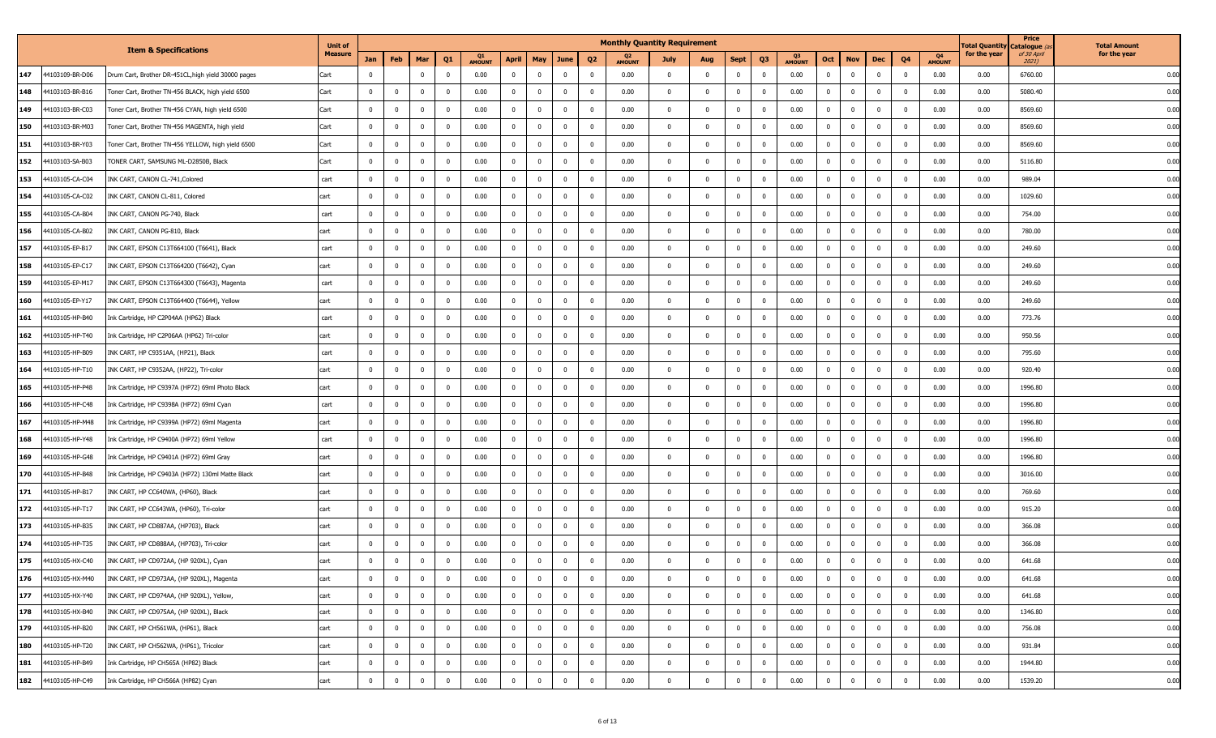| | | Item & Specifications | Unit of Measure | Monthly Quantity Requirement | | | | | | | | | | | | | | | | | | | | | | Total Quantity for the year | Price Catalogue (as of 30 April 2021) | Total Amount for the year |
|---|---|---|---|---|---|---|---|---|---|---|---|---|---|---|---|---|---|---|---|---|---|---|---|---|---|---|---|---|
| | | | | Jan | Feb | Mar | Q1 | Q1 AMOUNT | April | May | June | Q2 | Q2 AMOUNT | July | Aug | Sept | Q3 | Q3 AMOUNT | Oct | Nov | Dec | Q4 | Q4 AMOUNT | | | |
| 147 | 44103109-BR-D06 | Drum Cart, Brother DR-451CL,high yield 30000 pages | Cart | 0 | | 0 | 0 | 0.00 | 0 | 0 | 0 | 0 | 0.00 | 0 | 0 | 0 | 0 | 0.00 | 0 | 0 | 0 | 0 | 0.00 | 0.00 | 6760.00 | 0.00 |
| 148 | 44103103-BR-B16 | Toner Cart, Brother TN-456 BLACK, high yield 6500 | Cart | 0 | 0 | 0 | 0 | 0.00 | 0 | 0 | 0 | 0 | 0.00 | 0 | 0 | 0 | 0 | 0.00 | 0 | 0 | 0 | 0 | 0.00 | 0.00 | 5080.40 | 0.00 |
| 149 | 44103103-BR-C03 | Toner Cart, Brother TN-456 CYAN, high yield 6500 | Cart | 0 | 0 | 0 | 0 | 0.00 | 0 | 0 | 0 | 0 | 0.00 | 0 | 0 | 0 | 0 | 0.00 | 0 | 0 | 0 | 0 | 0.00 | 0.00 | 8569.60 | 0.00 |
| 150 | 44103103-BR-M03 | Toner Cart, Brother TN-456 MAGENTA, high yield | Cart | 0 | 0 | 0 | 0 | 0.00 | 0 | 0 | 0 | 0 | 0.00 | 0 | 0 | 0 | 0 | 0.00 | 0 | 0 | 0 | 0 | 0.00 | 0.00 | 8569.60 | 0.00 |
| 151 | 44103103-BR-Y03 | Toner Cart, Brother TN-456 YELLOW, high yield 6500 | Cart | 0 | 0 | 0 | 0 | 0.00 | 0 | 0 | 0 | 0 | 0.00 | 0 | 0 | 0 | 0 | 0.00 | 0 | 0 | 0 | 0 | 0.00 | 0.00 | 8569.60 | 0.00 |
| 152 | 44103103-SA-B03 | TONER CART, SAMSUNG ML-D2850B, Black | Cart | 0 | 0 | 0 | 0 | 0.00 | 0 | 0 | 0 | 0 | 0.00 | 0 | 0 | 0 | 0 | 0.00 | 0 | 0 | 0 | 0 | 0.00 | 0.00 | 5116.80 | 0.00 |
| 153 | 44103105-CA-C04 | INK CART, CANON CL-741,Colored | cart | 0 | 0 | 0 | 0 | 0.00 | 0 | 0 | 0 | 0 | 0.00 | 0 | 0 | 0 | 0 | 0.00 | 0 | 0 | 0 | 0 | 0.00 | 0.00 | 989.04 | 0.00 |
| 154 | 44103105-CA-C02 | INK CART, CANON CL-811, Colored | cart | 0 | 0 | 0 | 0 | 0.00 | 0 | 0 | 0 | 0 | 0.00 | 0 | 0 | 0 | 0 | 0.00 | 0 | 0 | 0 | 0 | 0.00 | 0.00 | 1029.60 | 0.00 |
| 155 | 44103105-CA-B04 | INK CART, CANON PG-740, Black | cart | 0 | 0 | 0 | 0 | 0.00 | 0 | 0 | 0 | 0 | 0.00 | 0 | 0 | 0 | 0 | 0.00 | 0 | 0 | 0 | 0 | 0.00 | 0.00 | 754.00 | 0.00 |
| 156 | 44103105-CA-B02 | INK CART, CANON PG-810, Black | cart | 0 | 0 | 0 | 0 | 0.00 | 0 | 0 | 0 | 0 | 0.00 | 0 | 0 | 0 | 0 | 0.00 | 0 | 0 | 0 | 0 | 0.00 | 0.00 | 780.00 | 0.00 |
| 157 | 44103105-EP-B17 | INK CART, EPSON C13T664100 (T6641), Black | cart | 0 | 0 | 0 | 0 | 0.00 | 0 | 0 | 0 | 0 | 0.00 | 0 | 0 | 0 | 0 | 0.00 | 0 | 0 | 0 | 0 | 0.00 | 0.00 | 249.60 | 0.00 |
| 158 | 44103105-EP-C17 | INK CART, EPSON C13T664200 (T6642), Cyan | cart | 0 | 0 | 0 | 0 | 0.00 | 0 | 0 | 0 | 0 | 0.00 | 0 | 0 | 0 | 0 | 0.00 | 0 | 0 | 0 | 0 | 0.00 | 0.00 | 249.60 | 0.00 |
| 159 | 44103105-EP-M17 | INK CART, EPSON C13T664300 (T6643), Magenta | cart | 0 | 0 | 0 | 0 | 0.00 | 0 | 0 | 0 | 0 | 0.00 | 0 | 0 | 0 | 0 | 0.00 | 0 | 0 | 0 | 0 | 0.00 | 0.00 | 249.60 | 0.00 |
| 160 | 44103105-EP-Y17 | INK CART, EPSON C13T664400 (T6644), Yellow | cart | 0 | 0 | 0 | 0 | 0.00 | 0 | 0 | 0 | 0 | 0.00 | 0 | 0 | 0 | 0 | 0.00 | 0 | 0 | 0 | 0 | 0.00 | 0.00 | 249.60 | 0.00 |
| 161 | 44103105-HP-B40 | Ink Cartridge, HP C2P04AA (HP62) Black | cart | 0 | 0 | 0 | 0 | 0.00 | 0 | 0 | 0 | 0 | 0.00 | 0 | 0 | 0 | 0 | 0.00 | 0 | 0 | 0 | 0 | 0.00 | 0.00 | 773.76 | 0.00 |
| 162 | 44103105-HP-T40 | Ink Cartridge, HP C2P06AA (HP62) Tri-color | cart | 0 | 0 | 0 | 0 | 0.00 | 0 | 0 | 0 | 0 | 0.00 | 0 | 0 | 0 | 0 | 0.00 | 0 | 0 | 0 | 0 | 0.00 | 0.00 | 950.56 | 0.00 |
| 163 | 44103105-HP-B09 | INK CART, HP C9351AA, (HP21), Black | cart | 0 | 0 | 0 | 0 | 0.00 | 0 | 0 | 0 | 0 | 0.00 | 0 | 0 | 0 | 0 | 0.00 | 0 | 0 | 0 | 0 | 0.00 | 0.00 | 795.60 | 0.00 |
| 164 | 44103105-HP-T10 | INK CART, HP C9352AA, (HP22), Tri-color | cart | 0 | 0 | 0 | 0 | 0.00 | 0 | 0 | 0 | 0 | 0.00 | 0 | 0 | 0 | 0 | 0.00 | 0 | 0 | 0 | 0 | 0.00 | 0.00 | 920.40 | 0.00 |
| 165 | 44103105-HP-P48 | Ink Cartridge, HP C9397A (HP72) 69ml Photo Black | cart | 0 | 0 | 0 | 0 | 0.00 | 0 | 0 | 0 | 0 | 0.00 | 0 | 0 | 0 | 0 | 0.00 | 0 | 0 | 0 | 0 | 0.00 | 0.00 | 1996.80 | 0.00 |
| 166 | 44103105-HP-C48 | Ink Cartridge, HP C9398A (HP72) 69ml Cyan | cart | 0 | 0 | 0 | 0 | 0.00 | 0 | 0 | 0 | 0 | 0.00 | 0 | 0 | 0 | 0 | 0.00 | 0 | 0 | 0 | 0 | 0.00 | 0.00 | 1996.80 | 0.00 |
| 167 | 44103105-HP-M48 | Ink Cartridge, HP C9399A (HP72) 69ml Magenta | cart | 0 | 0 | 0 | 0 | 0.00 | 0 | 0 | 0 | 0 | 0.00 | 0 | 0 | 0 | 0 | 0.00 | 0 | 0 | 0 | 0 | 0.00 | 0.00 | 1996.80 | 0.00 |
| 168 | 44103105-HP-Y48 | Ink Cartridge, HP C9400A (HP72) 69ml Yellow | cart | 0 | 0 | 0 | 0 | 0.00 | 0 | 0 | 0 | 0 | 0.00 | 0 | 0 | 0 | 0 | 0.00 | 0 | 0 | 0 | 0 | 0.00 | 0.00 | 1996.80 | 0.00 |
| 169 | 44103105-HP-G48 | Ink Cartridge, HP C9401A (HP72) 69ml Gray | cart | 0 | 0 | 0 | 0 | 0.00 | 0 | 0 | 0 | 0 | 0.00 | 0 | 0 | 0 | 0 | 0.00 | 0 | 0 | 0 | 0 | 0.00 | 0.00 | 1996.80 | 0.00 |
| 170 | 44103105-HP-B48 | Ink Cartridge, HP C9403A (HP72) 130ml Matte Black | cart | 0 | 0 | 0 | 0 | 0.00 | 0 | 0 | 0 | 0 | 0.00 | 0 | 0 | 0 | 0 | 0.00 | 0 | 0 | 0 | 0 | 0.00 | 0.00 | 3016.00 | 0.00 |
| 171 | 44103105-HP-B17 | INK CART, HP CC640WA, (HP60), Black | cart | 0 | 0 | 0 | 0 | 0.00 | 0 | 0 | 0 | 0 | 0.00 | 0 | 0 | 0 | 0 | 0.00 | 0 | 0 | 0 | 0 | 0.00 | 0.00 | 769.60 | 0.00 |
| 172 | 44103105-HP-T17 | INK CART, HP CC643WA, (HP60), Tri-color | cart | 0 | 0 | 0 | 0 | 0.00 | 0 | 0 | 0 | 0 | 0.00 | 0 | 0 | 0 | 0 | 0.00 | 0 | 0 | 0 | 0 | 0.00 | 0.00 | 915.20 | 0.00 |
| 173 | 44103105-HP-B35 | INK CART, HP CD887AA, (HP703), Black | cart | 0 | 0 | 0 | 0 | 0.00 | 0 | 0 | 0 | 0 | 0.00 | 0 | 0 | 0 | 0 | 0.00 | 0 | 0 | 0 | 0 | 0.00 | 0.00 | 366.08 | 0.00 |
| 174 | 44103105-HP-T35 | INK CART, HP CD888AA, (HP703), Tri-color | cart | 0 | 0 | 0 | 0 | 0.00 | 0 | 0 | 0 | 0 | 0.00 | 0 | 0 | 0 | 0 | 0.00 | 0 | 0 | 0 | 0 | 0.00 | 0.00 | 366.08 | 0.00 |
| 175 | 44103105-HX-C40 | INK CART, HP CD972AA, (HP 920XL), Cyan | cart | 0 | 0 | 0 | 0 | 0.00 | 0 | 0 | 0 | 0 | 0.00 | 0 | 0 | 0 | 0 | 0.00 | 0 | 0 | 0 | 0 | 0.00 | 0.00 | 641.68 | 0.00 |
| 176 | 44103105-HX-M40 | INK CART, HP CD973AA, (HP 920XL), Magenta | cart | 0 | 0 | 0 | 0 | 0.00 | 0 | 0 | 0 | 0 | 0.00 | 0 | 0 | 0 | 0 | 0.00 | 0 | 0 | 0 | 0 | 0.00 | 0.00 | 641.68 | 0.00 |
| 177 | 44103105-HX-Y40 | INK CART, HP CD974AA, (HP 920XL), Yellow, | cart | 0 | 0 | 0 | 0 | 0.00 | 0 | 0 | 0 | 0 | 0.00 | 0 | 0 | 0 | 0 | 0.00 | 0 | 0 | 0 | 0 | 0.00 | 0.00 | 641.68 | 0.00 |
| 178 | 44103105-HX-B40 | INK CART, HP CD975AA, (HP 920XL), Black | cart | 0 | 0 | 0 | 0 | 0.00 | 0 | 0 | 0 | 0 | 0.00 | 0 | 0 | 0 | 0 | 0.00 | 0 | 0 | 0 | 0 | 0.00 | 0.00 | 1346.80 | 0.00 |
| 179 | 44103105-HP-B20 | INK CART, HP CH561WA, (HP61), Black | cart | 0 | 0 | 0 | 0 | 0.00 | 0 | 0 | 0 | 0 | 0.00 | 0 | 0 | 0 | 0 | 0.00 | 0 | 0 | 0 | 0 | 0.00 | 0.00 | 756.08 | 0.00 |
| 180 | 44103105-HP-T20 | INK CART, HP CH562WA, (HP61), Tricolor | cart | 0 | 0 | 0 | 0 | 0.00 | 0 | 0 | 0 | 0 | 0.00 | 0 | 0 | 0 | 0 | 0.00 | 0 | 0 | 0 | 0 | 0.00 | 0.00 | 931.84 | 0.00 |
| 181 | 44103105-HP-B49 | Ink Cartridge, HP CH565A (HP82) Black | cart | 0 | 0 | 0 | 0 | 0.00 | 0 | 0 | 0 | 0 | 0.00 | 0 | 0 | 0 | 0 | 0.00 | 0 | 0 | 0 | 0 | 0.00 | 0.00 | 1944.80 | 0.00 |
| 182 | 44103105-HP-C49 | Ink Cartridge, HP CH566A (HP82) Cyan | cart | 0 | 0 | 0 | 0 | 0.00 | 0 | 0 | 0 | 0 | 0.00 | 0 | 0 | 0 | 0 | 0.00 | 0 | 0 | 0 | 0 | 0.00 | 0.00 | 1539.20 | 0.00 |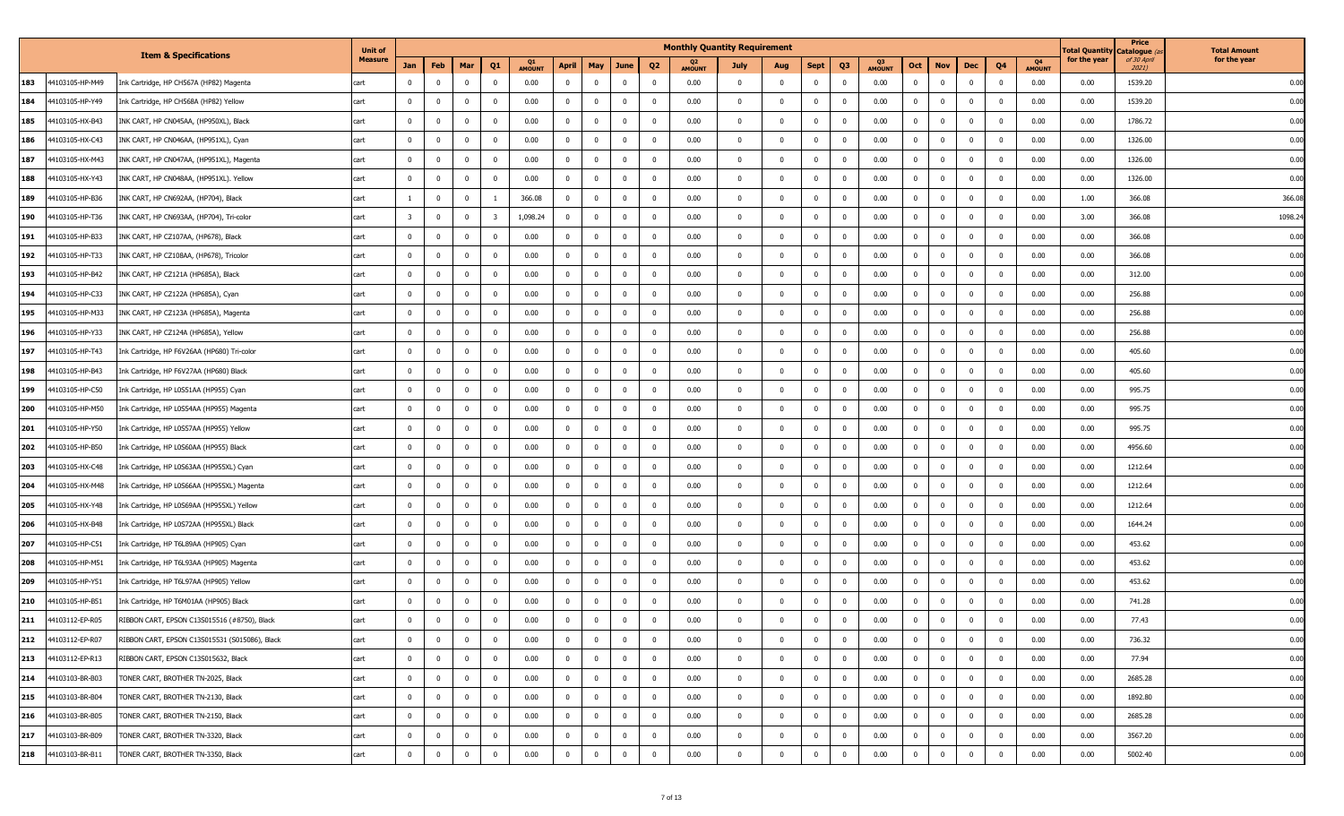| | Item & Specifications | | Unit of Measure | Monthly Quantity Requirement | | | | | | | | | | | | | | | | | | | | | | Total Quantity for the year | Price Catalogue (as of 30 April 2021) | Total Amount for the year |
|---|---|---|---|---|---|---|---|---|---|---|---|---|---|---|---|---|---|---|---|---|---|---|---|---|---|---|---|---|
| | | | | Jan | Feb | Mar | Q1 | Q1 AMOUNT | April | May | June | Q2 | Q2 AMOUNT | July | Aug | Sept | Q3 | Q3 AMOUNT | Oct | Nov | Dec | Q4 | Q4 AMOUNT | | | | | |
| 183 | 44103105-HP-M49 | Ink Cartridge, HP CH567A (HP82) Magenta | cart | 0 | 0 | 0 | 0 | 0.00 | 0 | 0 | 0 | 0 | 0.00 | 0 | 0 | 0 | 0 | 0.00 | 0 | 0 | 0 | 0 | 0.00 | 0.00 | 1539.20 | 0.00 |
| 184 | 44103105-HP-Y49 | Ink Cartridge, HP CH568A (HP82) Yellow | cart | 0 | 0 | 0 | 0 | 0.00 | 0 | 0 | 0 | 0 | 0.00 | 0 | 0 | 0 | 0 | 0.00 | 0 | 0 | 0 | 0 | 0.00 | 0.00 | 1539.20 | 0.00 |
| 185 | 44103105-HX-B43 | INK CART, HP CN045AA, (HP950XL), Black | cart | 0 | 0 | 0 | 0 | 0.00 | 0 | 0 | 0 | 0 | 0.00 | 0 | 0 | 0 | 0 | 0.00 | 0 | 0 | 0 | 0 | 0.00 | 0.00 | 1786.72 | 0.00 |
| 186 | 44103105-HX-C43 | INK CART, HP CN046AA, (HP951XL), Cyan | cart | 0 | 0 | 0 | 0 | 0.00 | 0 | 0 | 0 | 0 | 0.00 | 0 | 0 | 0 | 0 | 0.00 | 0 | 0 | 0 | 0 | 0.00 | 0.00 | 1326.00 | 0.00 |
| 187 | 44103105-HX-M43 | INK CART, HP CN047AA, (HP951XL), Magenta | cart | 0 | 0 | 0 | 0 | 0.00 | 0 | 0 | 0 | 0 | 0.00 | 0 | 0 | 0 | 0 | 0.00 | 0 | 0 | 0 | 0 | 0.00 | 0.00 | 1326.00 | 0.00 |
| 188 | 44103105-HX-Y43 | INK CART, HP CN048AA, (HP951XL). Yellow | cart | 0 | 0 | 0 | 0 | 0.00 | 0 | 0 | 0 | 0 | 0.00 | 0 | 0 | 0 | 0 | 0.00 | 0 | 0 | 0 | 0 | 0.00 | 0.00 | 1326.00 | 0.00 |
| 189 | 44103105-HP-B36 | INK CART, HP CN692AA, (HP704), Black | cart | 1 | 0 | 0 | 1 | 366.08 | 0 | 0 | 0 | 0 | 0.00 | 0 | 0 | 0 | 0 | 0.00 | 0 | 0 | 0 | 0 | 0.00 | 1.00 | 366.08 | 366.08 |
| 190 | 44103105-HP-T36 | INK CART, HP CN693AA, (HP704), Tri-color | cart | 3 | 0 | 0 | 3 | 1,098.24 | 0 | 0 | 0 | 0 | 0.00 | 0 | 0 | 0 | 0 | 0.00 | 0 | 0 | 0 | 0 | 0.00 | 3.00 | 366.08 | 1098.24 |
| 191 | 44103105-HP-B33 | INK CART, HP CZ107AA, (HP678), Black | cart | 0 | 0 | 0 | 0 | 0.00 | 0 | 0 | 0 | 0 | 0.00 | 0 | 0 | 0 | 0 | 0.00 | 0 | 0 | 0 | 0 | 0.00 | 0.00 | 366.08 | 0.00 |
| 192 | 44103105-HP-T33 | INK CART, HP CZ108AA, (HP678), Tricolor | cart | 0 | 0 | 0 | 0 | 0.00 | 0 | 0 | 0 | 0 | 0.00 | 0 | 0 | 0 | 0 | 0.00 | 0 | 0 | 0 | 0 | 0.00 | 0.00 | 366.08 | 0.00 |
| 193 | 44103105-HP-B42 | INK CART, HP CZ121A (HP685A), Black | cart | 0 | 0 | 0 | 0 | 0.00 | 0 | 0 | 0 | 0 | 0.00 | 0 | 0 | 0 | 0 | 0.00 | 0 | 0 | 0 | 0 | 0.00 | 0.00 | 312.00 | 0.00 |
| 194 | 44103105-HP-C33 | INK CART, HP CZ122A (HP685A), Cyan | cart | 0 | 0 | 0 | 0 | 0.00 | 0 | 0 | 0 | 0 | 0.00 | 0 | 0 | 0 | 0 | 0.00 | 0 | 0 | 0 | 0 | 0.00 | 0.00 | 256.88 | 0.00 |
| 195 | 44103105-HP-M33 | INK CART, HP CZ123A (HP685A), Magenta | cart | 0 | 0 | 0 | 0 | 0.00 | 0 | 0 | 0 | 0 | 0.00 | 0 | 0 | 0 | 0 | 0.00 | 0 | 0 | 0 | 0 | 0.00 | 0.00 | 256.88 | 0.00 |
| 196 | 44103105-HP-Y33 | INK CART, HP CZ124A (HP685A), Yellow | cart | 0 | 0 | 0 | 0 | 0.00 | 0 | 0 | 0 | 0 | 0.00 | 0 | 0 | 0 | 0 | 0.00 | 0 | 0 | 0 | 0 | 0.00 | 0.00 | 256.88 | 0.00 |
| 197 | 44103105-HP-T43 | Ink Cartridge, HP F6V26AA (HP680) Tri-color | cart | 0 | 0 | 0 | 0 | 0.00 | 0 | 0 | 0 | 0 | 0.00 | 0 | 0 | 0 | 0 | 0.00 | 0 | 0 | 0 | 0 | 0.00 | 0.00 | 405.60 | 0.00 |
| 198 | 44103105-HP-B43 | Ink Cartridge, HP F6V27AA (HP680) Black | cart | 0 | 0 | 0 | 0 | 0.00 | 0 | 0 | 0 | 0 | 0.00 | 0 | 0 | 0 | 0 | 0.00 | 0 | 0 | 0 | 0 | 0.00 | 0.00 | 405.60 | 0.00 |
| 199 | 44103105-HP-C50 | Ink Cartridge, HP L0S51AA (HP955) Cyan | cart | 0 | 0 | 0 | 0 | 0.00 | 0 | 0 | 0 | 0 | 0.00 | 0 | 0 | 0 | 0 | 0.00 | 0 | 0 | 0 | 0 | 0.00 | 0.00 | 995.75 | 0.00 |
| 200 | 44103105-HP-M50 | Ink Cartridge, HP L0S54AA (HP955) Magenta | cart | 0 | 0 | 0 | 0 | 0.00 | 0 | 0 | 0 | 0 | 0.00 | 0 | 0 | 0 | 0 | 0.00 | 0 | 0 | 0 | 0 | 0.00 | 0.00 | 995.75 | 0.00 |
| 201 | 44103105-HP-Y50 | Ink Cartridge, HP L0S57AA (HP955) Yellow | cart | 0 | 0 | 0 | 0 | 0.00 | 0 | 0 | 0 | 0 | 0.00 | 0 | 0 | 0 | 0 | 0.00 | 0 | 0 | 0 | 0 | 0.00 | 0.00 | 995.75 | 0.00 |
| 202 | 44103105-HP-B50 | Ink Cartridge, HP L0S60AA (HP955) Black | cart | 0 | 0 | 0 | 0 | 0.00 | 0 | 0 | 0 | 0 | 0.00 | 0 | 0 | 0 | 0 | 0.00 | 0 | 0 | 0 | 0 | 0.00 | 0.00 | 4956.60 | 0.00 |
| 203 | 44103105-HX-C48 | Ink Cartridge, HP L0S63AA (HP955XL) Cyan | cart | 0 | 0 | 0 | 0 | 0.00 | 0 | 0 | 0 | 0 | 0.00 | 0 | 0 | 0 | 0 | 0.00 | 0 | 0 | 0 | 0 | 0.00 | 0.00 | 1212.64 | 0.00 |
| 204 | 44103105-HX-M48 | Ink Cartridge, HP L0S66AA (HP955XL) Magenta | cart | 0 | 0 | 0 | 0 | 0.00 | 0 | 0 | 0 | 0 | 0.00 | 0 | 0 | 0 | 0 | 0.00 | 0 | 0 | 0 | 0 | 0.00 | 0.00 | 1212.64 | 0.00 |
| 205 | 44103105-HX-Y48 | Ink Cartridge, HP L0S69AA (HP955XL) Yellow | cart | 0 | 0 | 0 | 0 | 0.00 | 0 | 0 | 0 | 0 | 0.00 | 0 | 0 | 0 | 0 | 0.00 | 0 | 0 | 0 | 0 | 0.00 | 0.00 | 1212.64 | 0.00 |
| 206 | 44103105-HX-B48 | Ink Cartridge, HP L0S72AA (HP955XL) Black | cart | 0 | 0 | 0 | 0 | 0.00 | 0 | 0 | 0 | 0 | 0.00 | 0 | 0 | 0 | 0 | 0.00 | 0 | 0 | 0 | 0 | 0.00 | 0.00 | 1644.24 | 0.00 |
| 207 | 44103105-HP-C51 | Ink Cartridge, HP T6L89AA (HP905) Cyan | cart | 0 | 0 | 0 | 0 | 0.00 | 0 | 0 | 0 | 0 | 0.00 | 0 | 0 | 0 | 0 | 0.00 | 0 | 0 | 0 | 0 | 0.00 | 0.00 | 453.62 | 0.00 |
| 208 | 44103105-HP-M51 | Ink Cartridge, HP T6L93AA (HP905) Magenta | cart | 0 | 0 | 0 | 0 | 0.00 | 0 | 0 | 0 | 0 | 0.00 | 0 | 0 | 0 | 0 | 0.00 | 0 | 0 | 0 | 0 | 0.00 | 0.00 | 453.62 | 0.00 |
| 209 | 44103105-HP-Y51 | Ink Cartridge, HP T6L97AA (HP905) Yellow | cart | 0 | 0 | 0 | 0 | 0.00 | 0 | 0 | 0 | 0 | 0.00 | 0 | 0 | 0 | 0 | 0.00 | 0 | 0 | 0 | 0 | 0.00 | 0.00 | 453.62 | 0.00 |
| 210 | 44103105-HP-B51 | Ink Cartridge, HP T6M01AA (HP905) Black | cart | 0 | 0 | 0 | 0 | 0.00 | 0 | 0 | 0 | 0 | 0.00 | 0 | 0 | 0 | 0 | 0.00 | 0 | 0 | 0 | 0 | 0.00 | 0.00 | 741.28 | 0.00 |
| 211 | 44103112-EP-R05 | RIBBON CART, EPSON C13S015516 (#8750), Black | cart | 0 | 0 | 0 | 0 | 0.00 | 0 | 0 | 0 | 0 | 0.00 | 0 | 0 | 0 | 0 | 0.00 | 0 | 0 | 0 | 0 | 0.00 | 0.00 | 77.43 | 0.00 |
| 212 | 44103112-EP-R07 | RIBBON CART, EPSON C13S015531 (S015086), Black | cart | 0 | 0 | 0 | 0 | 0.00 | 0 | 0 | 0 | 0 | 0.00 | 0 | 0 | 0 | 0 | 0.00 | 0 | 0 | 0 | 0 | 0.00 | 0.00 | 736.32 | 0.00 |
| 213 | 44103112-EP-R13 | RIBBON CART, EPSON C13S015632, Black | cart | 0 | 0 | 0 | 0 | 0.00 | 0 | 0 | 0 | 0 | 0.00 | 0 | 0 | 0 | 0 | 0.00 | 0 | 0 | 0 | 0 | 0.00 | 0.00 | 77.94 | 0.00 |
| 214 | 44103103-BR-B03 | TONER CART, BROTHER TN-2025, Black | cart | 0 | 0 | 0 | 0 | 0.00 | 0 | 0 | 0 | 0 | 0.00 | 0 | 0 | 0 | 0 | 0.00 | 0 | 0 | 0 | 0 | 0.00 | 0.00 | 2685.28 | 0.00 |
| 215 | 44103103-BR-B04 | TONER CART, BROTHER TN-2130, Black | cart | 0 | 0 | 0 | 0 | 0.00 | 0 | 0 | 0 | 0 | 0.00 | 0 | 0 | 0 | 0 | 0.00 | 0 | 0 | 0 | 0 | 0.00 | 0.00 | 1892.80 | 0.00 |
| 216 | 44103103-BR-B05 | TONER CART, BROTHER TN-2150, Black | cart | 0 | 0 | 0 | 0 | 0.00 | 0 | 0 | 0 | 0 | 0.00 | 0 | 0 | 0 | 0 | 0.00 | 0 | 0 | 0 | 0 | 0.00 | 0.00 | 2685.28 | 0.00 |
| 217 | 44103103-BR-B09 | TONER CART, BROTHER TN-3320, Black | cart | 0 | 0 | 0 | 0 | 0.00 | 0 | 0 | 0 | 0 | 0.00 | 0 | 0 | 0 | 0 | 0.00 | 0 | 0 | 0 | 0 | 0.00 | 0.00 | 3567.20 | 0.00 |
| 218 | 44103103-BR-B11 | TONER CART, BROTHER TN-3350, Black | cart | 0 | 0 | 0 | 0 | 0.00 | 0 | 0 | 0 | 0 | 0.00 | 0 | 0 | 0 | 0 | 0.00 | 0 | 0 | 0 | 0 | 0.00 | 0.00 | 5002.40 | 0.00 |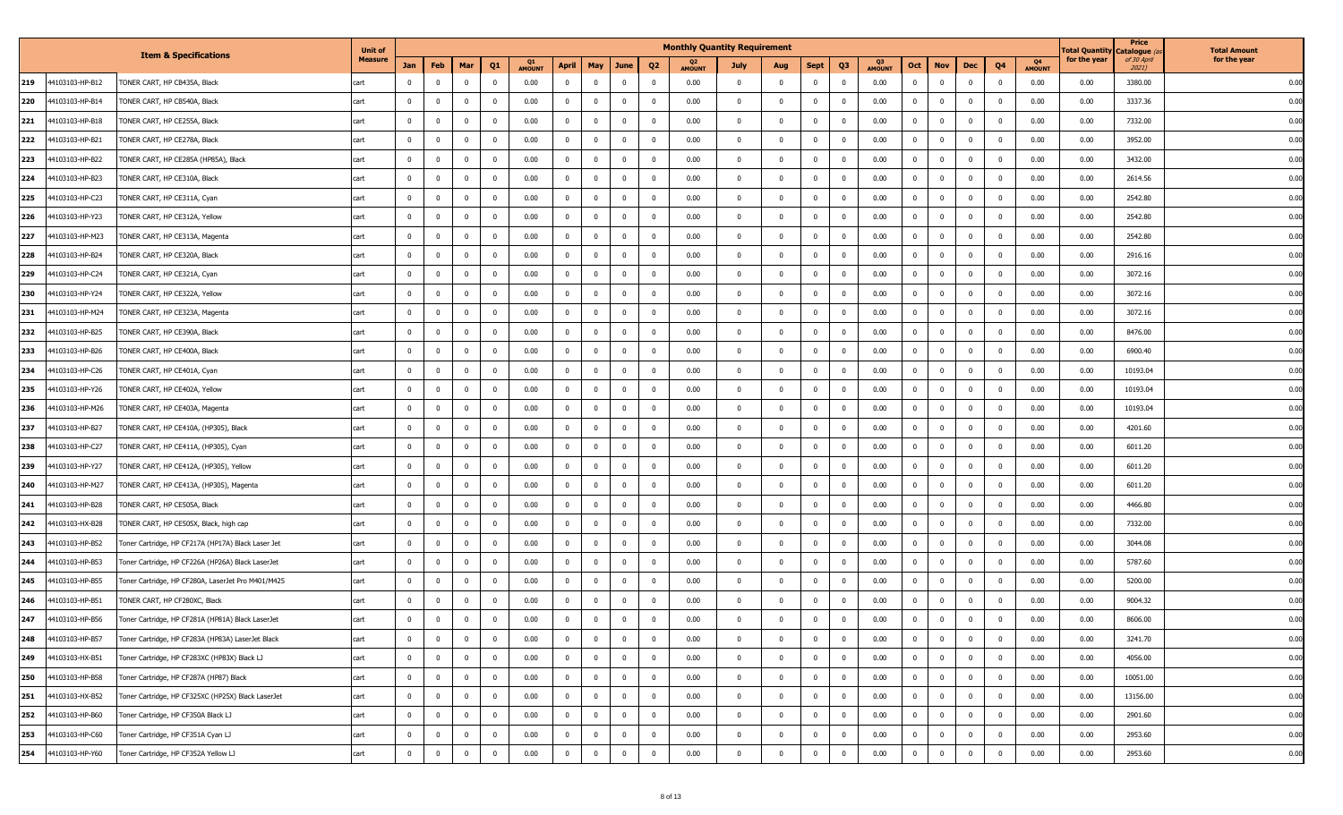| | | Item & Specifications | Unit of Measure | Monthly Quantity Requirement | | | | | | | | | | | | | | | | | | | | | | Total Quantity for the year | Price Catalogue (as of 30 April 2021) | Total Amount for the year |
|---|---|---|---|---|---|---|---|---|---|---|---|---|---|---|---|---|---|---|---|---|---|---|---|---|---|---|---|---|
| | | | | Jan | Feb | Mar | Q1 | Q1 AMOUNT | April | May | June | Q2 | Q2 AMOUNT | July | Aug | Sept | Q3 | Q3 AMOUNT | Oct | Nov | Dec | Q4 | Q4 AMOUNT | | | |
| 219 | 44103103-HP-B12 | TONER CART, HP CB435A, Black | cart | 0 | 0 | 0 | 0 | 0.00 | 0 | 0 | 0 | 0 | 0.00 | 0 | 0 | 0 | 0 | 0.00 | 0 | 0 | 0 | 0 | 0.00 | 0.00 | 3380.00 | 0.00 |
| 220 | 44103103-HP-B14 | TONER CART, HP CB540A, Black | cart | 0 | 0 | 0 | 0 | 0.00 | 0 | 0 | 0 | 0 | 0.00 | 0 | 0 | 0 | 0 | 0.00 | 0 | 0 | 0 | 0 | 0.00 | 0.00 | 3337.36 | 0.00 |
| 221 | 44103103-HP-B18 | TONER CART, HP CE255A, Black | cart | 0 | 0 | 0 | 0 | 0.00 | 0 | 0 | 0 | 0 | 0.00 | 0 | 0 | 0 | 0 | 0.00 | 0 | 0 | 0 | 0 | 0.00 | 0.00 | 7332.00 | 0.00 |
| 222 | 44103103-HP-B21 | TONER CART, HP CE278A, Black | cart | 0 | 0 | 0 | 0 | 0.00 | 0 | 0 | 0 | 0 | 0.00 | 0 | 0 | 0 | 0 | 0.00 | 0 | 0 | 0 | 0 | 0.00 | 0.00 | 3952.00 | 0.00 |
| 223 | 44103103-HP-B22 | TONER CART, HP CE285A (HP85A), Black | cart | 0 | 0 | 0 | 0 | 0.00 | 0 | 0 | 0 | 0 | 0.00 | 0 | 0 | 0 | 0 | 0.00 | 0 | 0 | 0 | 0 | 0.00 | 0.00 | 3432.00 | 0.00 |
| 224 | 44103103-HP-B23 | TONER CART, HP CE310A, Black | cart | 0 | 0 | 0 | 0 | 0.00 | 0 | 0 | 0 | 0 | 0.00 | 0 | 0 | 0 | 0 | 0.00 | 0 | 0 | 0 | 0 | 0.00 | 0.00 | 2614.56 | 0.00 |
| 225 | 44103103-HP-C23 | TONER CART, HP CE311A, Cyan | cart | 0 | 0 | 0 | 0 | 0.00 | 0 | 0 | 0 | 0 | 0.00 | 0 | 0 | 0 | 0 | 0.00 | 0 | 0 | 0 | 0 | 0.00 | 0.00 | 2542.80 | 0.00 |
| 226 | 44103103-HP-Y23 | TONER CART, HP CE312A, Yellow | cart | 0 | 0 | 0 | 0 | 0.00 | 0 | 0 | 0 | 0 | 0.00 | 0 | 0 | 0 | 0 | 0.00 | 0 | 0 | 0 | 0 | 0.00 | 0.00 | 2542.80 | 0.00 |
| 227 | 44103103-HP-M23 | TONER CART, HP CE313A, Magenta | cart | 0 | 0 | 0 | 0 | 0.00 | 0 | 0 | 0 | 0 | 0.00 | 0 | 0 | 0 | 0 | 0.00 | 0 | 0 | 0 | 0 | 0.00 | 0.00 | 2542.80 | 0.00 |
| 228 | 44103103-HP-B24 | TONER CART, HP CE320A, Black | cart | 0 | 0 | 0 | 0 | 0.00 | 0 | 0 | 0 | 0 | 0.00 | 0 | 0 | 0 | 0 | 0.00 | 0 | 0 | 0 | 0 | 0.00 | 0.00 | 2916.16 | 0.00 |
| 229 | 44103103-HP-C24 | TONER CART, HP CE321A, Cyan | cart | 0 | 0 | 0 | 0 | 0.00 | 0 | 0 | 0 | 0 | 0.00 | 0 | 0 | 0 | 0 | 0.00 | 0 | 0 | 0 | 0 | 0.00 | 0.00 | 3072.16 | 0.00 |
| 230 | 44103103-HP-Y24 | TONER CART, HP CE322A, Yellow | cart | 0 | 0 | 0 | 0 | 0.00 | 0 | 0 | 0 | 0 | 0.00 | 0 | 0 | 0 | 0 | 0.00 | 0 | 0 | 0 | 0 | 0.00 | 0.00 | 3072.16 | 0.00 |
| 231 | 44103103-HP-M24 | TONER CART, HP CE323A, Magenta | cart | 0 | 0 | 0 | 0 | 0.00 | 0 | 0 | 0 | 0 | 0.00 | 0 | 0 | 0 | 0 | 0.00 | 0 | 0 | 0 | 0 | 0.00 | 0.00 | 3072.16 | 0.00 |
| 232 | 44103103-HP-B25 | TONER CART, HP CE390A, Black | cart | 0 | 0 | 0 | 0 | 0.00 | 0 | 0 | 0 | 0 | 0.00 | 0 | 0 | 0 | 0 | 0.00 | 0 | 0 | 0 | 0 | 0.00 | 0.00 | 8476.00 | 0.00 |
| 233 | 44103103-HP-B26 | TONER CART, HP CE400A, Black | cart | 0 | 0 | 0 | 0 | 0.00 | 0 | 0 | 0 | 0 | 0.00 | 0 | 0 | 0 | 0 | 0.00 | 0 | 0 | 0 | 0 | 0.00 | 0.00 | 6900.40 | 0.00 |
| 234 | 44103103-HP-C26 | TONER CART, HP CE401A, Cyan | cart | 0 | 0 | 0 | 0 | 0.00 | 0 | 0 | 0 | 0 | 0.00 | 0 | 0 | 0 | 0 | 0.00 | 0 | 0 | 0 | 0 | 0.00 | 0.00 | 10193.04 | 0.00 |
| 235 | 44103103-HP-Y26 | TONER CART, HP CE402A, Yellow | cart | 0 | 0 | 0 | 0 | 0.00 | 0 | 0 | 0 | 0 | 0.00 | 0 | 0 | 0 | 0 | 0.00 | 0 | 0 | 0 | 0 | 0.00 | 0.00 | 10193.04 | 0.00 |
| 236 | 44103103-HP-M26 | TONER CART, HP CE403A, Magenta | cart | 0 | 0 | 0 | 0 | 0.00 | 0 | 0 | 0 | 0 | 0.00 | 0 | 0 | 0 | 0 | 0.00 | 0 | 0 | 0 | 0 | 0.00 | 0.00 | 10193.04 | 0.00 |
| 237 | 44103103-HP-B27 | TONER CART, HP CE410A, (HP305), Black | cart | 0 | 0 | 0 | 0 | 0.00 | 0 | 0 | 0 | 0 | 0.00 | 0 | 0 | 0 | 0 | 0.00 | 0 | 0 | 0 | 0 | 0.00 | 0.00 | 4201.60 | 0.00 |
| 238 | 44103103-HP-C27 | TONER CART, HP CE411A, (HP305), Cyan | cart | 0 | 0 | 0 | 0 | 0.00 | 0 | 0 | 0 | 0 | 0.00 | 0 | 0 | 0 | 0 | 0.00 | 0 | 0 | 0 | 0 | 0.00 | 0.00 | 6011.20 | 0.00 |
| 239 | 44103103-HP-Y27 | TONER CART, HP CE412A, (HP305), Yellow | cart | 0 | 0 | 0 | 0 | 0.00 | 0 | 0 | 0 | 0 | 0.00 | 0 | 0 | 0 | 0 | 0.00 | 0 | 0 | 0 | 0 | 0.00 | 0.00 | 6011.20 | 0.00 |
| 240 | 44103103-HP-M27 | TONER CART, HP CE413A, (HP305), Magenta | cart | 0 | 0 | 0 | 0 | 0.00 | 0 | 0 | 0 | 0 | 0.00 | 0 | 0 | 0 | 0 | 0.00 | 0 | 0 | 0 | 0 | 0.00 | 0.00 | 6011.20 | 0.00 |
| 241 | 44103103-HP-B28 | TONER CART, HP CE505A, Black | cart | 0 | 0 | 0 | 0 | 0.00 | 0 | 0 | 0 | 0 | 0.00 | 0 | 0 | 0 | 0 | 0.00 | 0 | 0 | 0 | 0 | 0.00 | 0.00 | 4466.80 | 0.00 |
| 242 | 44103103-HX-B28 | TONER CART, HP CE505X, Black, high cap | cart | 0 | 0 | 0 | 0 | 0.00 | 0 | 0 | 0 | 0 | 0.00 | 0 | 0 | 0 | 0 | 0.00 | 0 | 0 | 0 | 0 | 0.00 | 0.00 | 7332.00 | 0.00 |
| 243 | 44103103-HP-B52 | Toner Cartridge, HP CF217A (HP17A) Black Laser Jet | cart | 0 | 0 | 0 | 0 | 0.00 | 0 | 0 | 0 | 0 | 0.00 | 0 | 0 | 0 | 0 | 0.00 | 0 | 0 | 0 | 0 | 0.00 | 0.00 | 3044.08 | 0.00 |
| 244 | 44103103-HP-B53 | Toner Cartridge, HP CF226A (HP26A) Black LaserJet | cart | 0 | 0 | 0 | 0 | 0.00 | 0 | 0 | 0 | 0 | 0.00 | 0 | 0 | 0 | 0 | 0.00 | 0 | 0 | 0 | 0 | 0.00 | 0.00 | 5787.60 | 0.00 |
| 245 | 44103103-HP-B55 | Toner Cartridge, HP CF280A, LaserJet Pro M401/M425 | cart | 0 | 0 | 0 | 0 | 0.00 | 0 | 0 | 0 | 0 | 0.00 | 0 | 0 | 0 | 0 | 0.00 | 0 | 0 | 0 | 0 | 0.00 | 0.00 | 5200.00 | 0.00 |
| 246 | 44103103-HP-B51 | TONER CART, HP CF280XC, Black | cart | 0 | 0 | 0 | 0 | 0.00 | 0 | 0 | 0 | 0 | 0.00 | 0 | 0 | 0 | 0 | 0.00 | 0 | 0 | 0 | 0 | 0.00 | 0.00 | 9004.32 | 0.00 |
| 247 | 44103103-HP-B56 | Toner Cartridge, HP CF281A (HP81A) Black LaserJet | cart | 0 | 0 | 0 | 0 | 0.00 | 0 | 0 | 0 | 0 | 0.00 | 0 | 0 | 0 | 0 | 0.00 | 0 | 0 | 0 | 0 | 0.00 | 0.00 | 8606.00 | 0.00 |
| 248 | 44103103-HP-B57 | Toner Cartridge, HP CF283A (HP83A) LaserJet Black | cart | 0 | 0 | 0 | 0 | 0.00 | 0 | 0 | 0 | 0 | 0.00 | 0 | 0 | 0 | 0 | 0.00 | 0 | 0 | 0 | 0 | 0.00 | 0.00 | 3241.70 | 0.00 |
| 249 | 44103103-HX-B51 | Toner Cartridge, HP CF283XC (HP83X) Black LJ | cart | 0 | 0 | 0 | 0 | 0.00 | 0 | 0 | 0 | 0 | 0.00 | 0 | 0 | 0 | 0 | 0.00 | 0 | 0 | 0 | 0 | 0.00 | 0.00 | 4056.00 | 0.00 |
| 250 | 44103103-HP-B58 | Toner Cartridge, HP CF287A (HP87) Black | cart | 0 | 0 | 0 | 0 | 0.00 | 0 | 0 | 0 | 0 | 0.00 | 0 | 0 | 0 | 0 | 0.00 | 0 | 0 | 0 | 0 | 0.00 | 0.00 | 10051.00 | 0.00 |
| 251 | 44103103-HX-B52 | Toner Cartridge, HP CF325XC (HP25X) Black LaserJet | cart | 0 | 0 | 0 | 0 | 0.00 | 0 | 0 | 0 | 0 | 0.00 | 0 | 0 | 0 | 0 | 0.00 | 0 | 0 | 0 | 0 | 0.00 | 0.00 | 13156.00 | 0.00 |
| 252 | 44103103-HP-B60 | Toner Cartridge, HP CF350A Black LJ | cart | 0 | 0 | 0 | 0 | 0.00 | 0 | 0 | 0 | 0 | 0.00 | 0 | 0 | 0 | 0 | 0.00 | 0 | 0 | 0 | 0 | 0.00 | 0.00 | 2901.60 | 0.00 |
| 253 | 44103103-HP-C60 | Toner Cartridge, HP CF351A Cyan LJ | cart | 0 | 0 | 0 | 0 | 0.00 | 0 | 0 | 0 | 0 | 0.00 | 0 | 0 | 0 | 0 | 0.00 | 0 | 0 | 0 | 0 | 0.00 | 0.00 | 2953.60 | 0.00 |
| 254 | 44103103-HP-Y60 | Toner Cartridge, HP CF352A Yellow LJ | cart | 0 | 0 | 0 | 0 | 0.00 | 0 | 0 | 0 | 0 | 0.00 | 0 | 0 | 0 | 0 | 0.00 | 0 | 0 | 0 | 0 | 0.00 | 0.00 | 2953.60 | 0.00 |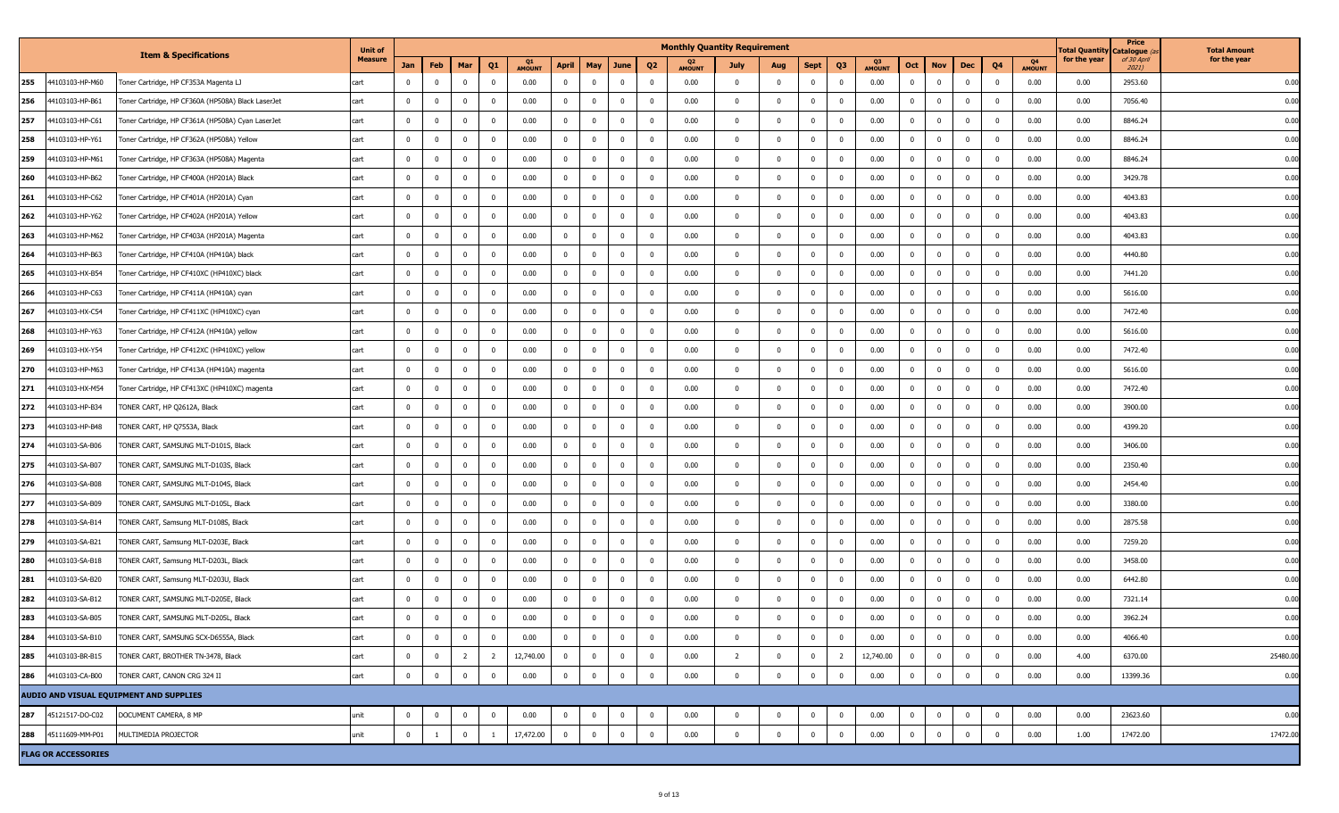| | Item & Specifications | | Unit of Measure | Monthly Quantity Requirement | | | | | | | | | | | | | | | | | | | | | | | | Total Quantity for the year | Price Catalogue (as of 30 April 2021) | Total Amount for the year |
|---|---|---|---|---|---|---|---|---|---|---|---|---|---|---|---|---|---|---|---|---|---|---|---|---|---|---|---|---|---|---|
| | | | | Jan | Feb | Mar | Q1 | Q1 AMOUNT | April | May | June | Q2 | Q2 AMOUNT | July | Aug | Sept | Q3 | Q3 AMOUNT | Oct | Nov | Dec | Q4 | Q4 AMOUNT | | | |
| 255 | 44103103-HP-M60 | Toner Cartridge, HP CF353A Magenta LJ | cart | 0 | 0 | 0 | 0 | 0.00 | 0 | 0 | 0 | 0 | 0.00 | 0 | 0 | 0 | 0 | 0.00 | 0 | 0 | 0 | 0 | 0.00 | 0.00 | 2953.60 | 0.00 |
| 256 | 44103103-HP-B61 | Toner Cartridge, HP CF360A (HP508A) Black LaserJet | cart | 0 | 0 | 0 | 0 | 0.00 | 0 | 0 | 0 | 0 | 0.00 | 0 | 0 | 0 | 0 | 0.00 | 0 | 0 | 0 | 0 | 0.00 | 0.00 | 7056.40 | 0.00 |
| 257 | 44103103-HP-C61 | Toner Cartridge, HP CF361A (HP508A) Cyan LaserJet | cart | 0 | 0 | 0 | 0 | 0.00 | 0 | 0 | 0 | 0 | 0.00 | 0 | 0 | 0 | 0 | 0.00 | 0 | 0 | 0 | 0 | 0.00 | 0.00 | 8846.24 | 0.00 |
| 258 | 44103103-HP-Y61 | Toner Cartridge, HP CF362A (HP508A) Yellow | cart | 0 | 0 | 0 | 0 | 0.00 | 0 | 0 | 0 | 0 | 0.00 | 0 | 0 | 0 | 0 | 0.00 | 0 | 0 | 0 | 0 | 0.00 | 0.00 | 8846.24 | 0.00 |
| 259 | 44103103-HP-M61 | Toner Cartridge, HP CF363A (HP508A) Magenta | cart | 0 | 0 | 0 | 0 | 0.00 | 0 | 0 | 0 | 0 | 0.00 | 0 | 0 | 0 | 0 | 0.00 | 0 | 0 | 0 | 0 | 0.00 | 0.00 | 8846.24 | 0.00 |
| 260 | 44103103-HP-B62 | Toner Cartridge, HP CF400A (HP201A) Black | cart | 0 | 0 | 0 | 0 | 0.00 | 0 | 0 | 0 | 0 | 0.00 | 0 | 0 | 0 | 0 | 0.00 | 0 | 0 | 0 | 0 | 0.00 | 0.00 | 3429.78 | 0.00 |
| 261 | 44103103-HP-C62 | Toner Cartridge, HP CF401A (HP201A) Cyan | cart | 0 | 0 | 0 | 0 | 0.00 | 0 | 0 | 0 | 0 | 0.00 | 0 | 0 | 0 | 0 | 0.00 | 0 | 0 | 0 | 0 | 0.00 | 0.00 | 4043.83 | 0.00 |
| 262 | 44103103-HP-Y62 | Toner Cartridge, HP CF402A (HP201A) Yellow | cart | 0 | 0 | 0 | 0 | 0.00 | 0 | 0 | 0 | 0 | 0.00 | 0 | 0 | 0 | 0 | 0.00 | 0 | 0 | 0 | 0 | 0.00 | 0.00 | 4043.83 | 0.00 |
| 263 | 44103103-HP-M62 | Toner Cartridge, HP CF403A (HP201A) Magenta | cart | 0 | 0 | 0 | 0 | 0.00 | 0 | 0 | 0 | 0 | 0.00 | 0 | 0 | 0 | 0 | 0.00 | 0 | 0 | 0 | 0 | 0.00 | 0.00 | 4043.83 | 0.00 |
| 264 | 44103103-HP-B63 | Toner Cartridge, HP CF410A (HP410A) black | cart | 0 | 0 | 0 | 0 | 0.00 | 0 | 0 | 0 | 0 | 0.00 | 0 | 0 | 0 | 0 | 0.00 | 0 | 0 | 0 | 0 | 0.00 | 0.00 | 4440.80 | 0.00 |
| 265 | 44103103-HX-B54 | Toner Cartridge, HP CF410XC (HP410XC) black | cart | 0 | 0 | 0 | 0 | 0.00 | 0 | 0 | 0 | 0 | 0.00 | 0 | 0 | 0 | 0 | 0.00 | 0 | 0 | 0 | 0 | 0.00 | 0.00 | 7441.20 | 0.00 |
| 266 | 44103103-HP-C63 | Toner Cartridge, HP CF411A (HP410A) cyan | cart | 0 | 0 | 0 | 0 | 0.00 | 0 | 0 | 0 | 0 | 0.00 | 0 | 0 | 0 | 0 | 0.00 | 0 | 0 | 0 | 0 | 0.00 | 0.00 | 5616.00 | 0.00 |
| 267 | 44103103-HX-C54 | Toner Cartridge, HP CF411XC (HP410XC) cyan | cart | 0 | 0 | 0 | 0 | 0.00 | 0 | 0 | 0 | 0 | 0.00 | 0 | 0 | 0 | 0 | 0.00 | 0 | 0 | 0 | 0 | 0.00 | 0.00 | 7472.40 | 0.00 |
| 268 | 44103103-HP-Y63 | Toner Cartridge, HP CF412A (HP410A) yellow | cart | 0 | 0 | 0 | 0 | 0.00 | 0 | 0 | 0 | 0 | 0.00 | 0 | 0 | 0 | 0 | 0.00 | 0 | 0 | 0 | 0 | 0.00 | 0.00 | 5616.00 | 0.00 |
| 269 | 44103103-HX-Y54 | Toner Cartridge, HP CF412XC (HP410XC) yellow | cart | 0 | 0 | 0 | 0 | 0.00 | 0 | 0 | 0 | 0 | 0.00 | 0 | 0 | 0 | 0 | 0.00 | 0 | 0 | 0 | 0 | 0.00 | 0.00 | 7472.40 | 0.00 |
| 270 | 44103103-HP-M63 | Toner Cartridge, HP CF413A (HP410A) magenta | cart | 0 | 0 | 0 | 0 | 0.00 | 0 | 0 | 0 | 0 | 0.00 | 0 | 0 | 0 | 0 | 0.00 | 0 | 0 | 0 | 0 | 0.00 | 0.00 | 5616.00 | 0.00 |
| 271 | 44103103-HX-M54 | Toner Cartridge, HP CF413XC (HP410XC) magenta | cart | 0 | 0 | 0 | 0 | 0.00 | 0 | 0 | 0 | 0 | 0.00 | 0 | 0 | 0 | 0 | 0.00 | 0 | 0 | 0 | 0 | 0.00 | 0.00 | 7472.40 | 0.00 |
| 272 | 44103103-HP-B34 | TONER CART, HP Q2612A, Black | cart | 0 | 0 | 0 | 0 | 0.00 | 0 | 0 | 0 | 0 | 0.00 | 0 | 0 | 0 | 0 | 0.00 | 0 | 0 | 0 | 0 | 0.00 | 0.00 | 3900.00 | 0.00 |
| 273 | 44103103-HP-B48 | TONER CART, HP Q7553A, Black | cart | 0 | 0 | 0 | 0 | 0.00 | 0 | 0 | 0 | 0 | 0.00 | 0 | 0 | 0 | 0 | 0.00 | 0 | 0 | 0 | 0 | 0.00 | 0.00 | 4399.20 | 0.00 |
| 274 | 44103103-SA-B06 | TONER CART, SAMSUNG MLT-D101S, Black | cart | 0 | 0 | 0 | 0 | 0.00 | 0 | 0 | 0 | 0 | 0.00 | 0 | 0 | 0 | 0 | 0.00 | 0 | 0 | 0 | 0 | 0.00 | 0.00 | 3406.00 | 0.00 |
| 275 | 44103103-SA-B07 | TONER CART, SAMSUNG MLT-D103S, Black | cart | 0 | 0 | 0 | 0 | 0.00 | 0 | 0 | 0 | 0 | 0.00 | 0 | 0 | 0 | 0 | 0.00 | 0 | 0 | 0 | 0 | 0.00 | 0.00 | 2350.40 | 0.00 |
| 276 | 44103103-SA-B08 | TONER CART, SAMSUNG MLT-D104S, Black | cart | 0 | 0 | 0 | 0 | 0.00 | 0 | 0 | 0 | 0 | 0.00 | 0 | 0 | 0 | 0 | 0.00 | 0 | 0 | 0 | 0 | 0.00 | 0.00 | 2454.40 | 0.00 |
| 277 | 44103103-SA-B09 | TONER CART, SAMSUNG MLT-D105L, Black | cart | 0 | 0 | 0 | 0 | 0.00 | 0 | 0 | 0 | 0 | 0.00 | 0 | 0 | 0 | 0 | 0.00 | 0 | 0 | 0 | 0 | 0.00 | 0.00 | 3380.00 | 0.00 |
| 278 | 44103103-SA-B14 | TONER CART, Samsung MLT-D108S, Black | cart | 0 | 0 | 0 | 0 | 0.00 | 0 | 0 | 0 | 0 | 0.00 | 0 | 0 | 0 | 0 | 0.00 | 0 | 0 | 0 | 0 | 0.00 | 0.00 | 2875.58 | 0.00 |
| 279 | 44103103-SA-B21 | TONER CART, Samsung MLT-D203E, Black | cart | 0 | 0 | 0 | 0 | 0.00 | 0 | 0 | 0 | 0 | 0.00 | 0 | 0 | 0 | 0 | 0.00 | 0 | 0 | 0 | 0 | 0.00 | 0.00 | 7259.20 | 0.00 |
| 280 | 44103103-SA-B18 | TONER CART, Samsung MLT-D203L, Black | cart | 0 | 0 | 0 | 0 | 0.00 | 0 | 0 | 0 | 0 | 0.00 | 0 | 0 | 0 | 0 | 0.00 | 0 | 0 | 0 | 0 | 0.00 | 0.00 | 3458.00 | 0.00 |
| 281 | 44103103-SA-B20 | TONER CART, Samsung MLT-D203U, Black | cart | 0 | 0 | 0 | 0 | 0.00 | 0 | 0 | 0 | 0 | 0.00 | 0 | 0 | 0 | 0 | 0.00 | 0 | 0 | 0 | 0 | 0.00 | 0.00 | 6442.80 | 0.00 |
| 282 | 44103103-SA-B12 | TONER CART, SAMSUNG MLT-D205E, Black | cart | 0 | 0 | 0 | 0 | 0.00 | 0 | 0 | 0 | 0 | 0.00 | 0 | 0 | 0 | 0 | 0.00 | 0 | 0 | 0 | 0 | 0.00 | 0.00 | 7321.14 | 0.00 |
| 283 | 44103103-SA-B05 | TONER CART, SAMSUNG MLT-D205L, Black | cart | 0 | 0 | 0 | 0 | 0.00 | 0 | 0 | 0 | 0 | 0.00 | 0 | 0 | 0 | 0 | 0.00 | 0 | 0 | 0 | 0 | 0.00 | 0.00 | 3962.24 | 0.00 |
| 284 | 44103103-SA-B10 | TONER CART, SAMSUNG SCX-D6555A, Black | cart | 0 | 0 | 0 | 0 | 0.00 | 0 | 0 | 0 | 0 | 0.00 | 0 | 0 | 0 | 0 | 0.00 | 0 | 0 | 0 | 0 | 0.00 | 0.00 | 4066.40 | 0.00 |
| 285 | 44103103-BR-B15 | TONER CART, BROTHER TN-3478, Black | cart | 0 | 0 | 2 | 2 | 12,740.00 | 0 | 0 | 0 | 0 | 0.00 | 2 | 0 | 0 | 2 | 12,740.00 | 0 | 0 | 0 | 0 | 0.00 | 4.00 | 6370.00 | 25480.00 |
| 286 | 44103103-CA-B00 | TONER CART, CANON CRG 324 II | cart | 0 | 0 | 0 | 0 | 0.00 | 0 | 0 | 0 | 0 | 0.00 | 0 | 0 | 0 | 0 | 0.00 | 0 | 0 | 0 | 0 | 0.00 | 0.00 | 13399.36 | 0.00 |
| AUDIO AND VISUAL EQUIPMENT AND SUPPLIES | | | | | | | | | | | | | | | | | | | | | | | | | | |
| 287 | 45121517-DO-C02 | DOCUMENT CAMERA, 8 MP | unit | 0 | 0 | 0 | 0 | 0.00 | 0 | 0 | 0 | 0 | 0.00 | 0 | 0 | 0 | 0 | 0.00 | 0 | 0 | 0 | 0 | 0.00 | 0.00 | 23623.60 | 0.00 |
| 288 | 45111609-MM-P01 | MULTIMEDIA PROJECTOR | unit | 0 | 1 | 0 | 1 | 17,472.00 | 0 | 0 | 0 | 0 | 0.00 | 0 | 0 | 0 | 0 | 0.00 | 0 | 0 | 0 | 0 | 0.00 | 1.00 | 17472.00 | 17472.00 |
| FLAG OR ACCESSORIES | | | | | | | | | | | | | | | | | | | | | | | | | | |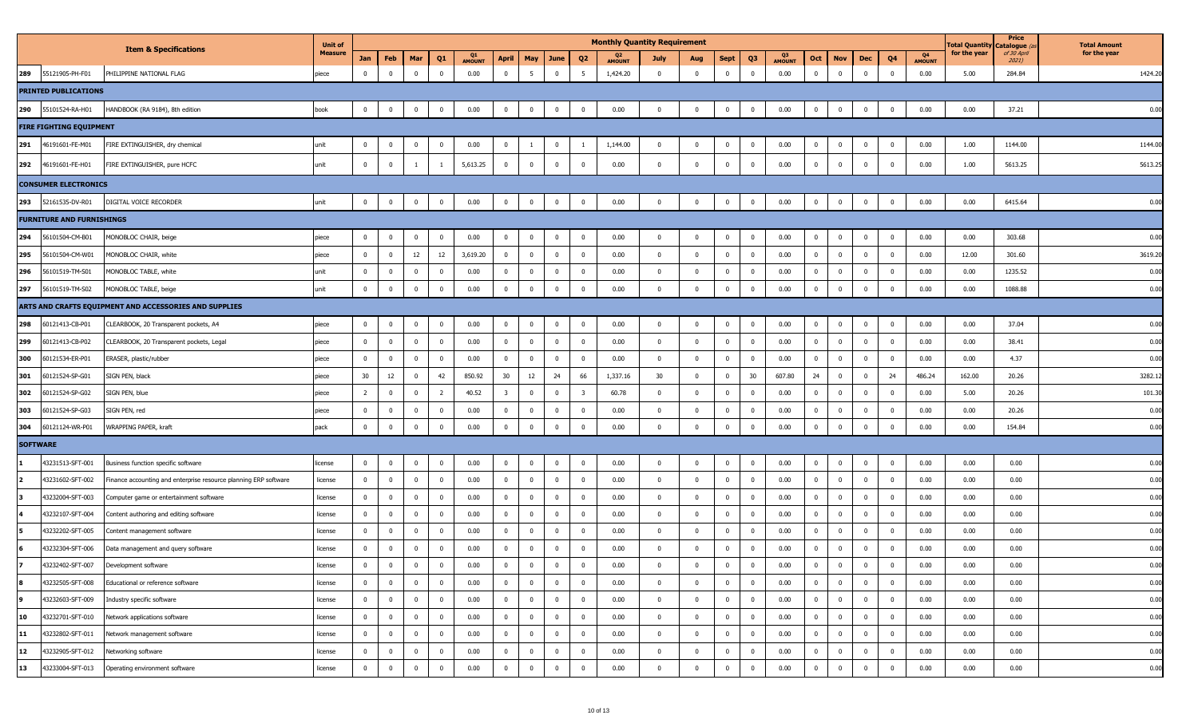| | | Item & Specifications | Unit of Measure | Monthly Quantity Requirement | | | | | | | | | | | | | | | | | | | | | | Total Quantity for the year | Price Catalogue (as of 30 April 2021) | Total Amount for the year |
|---|---|---|---|---|---|---|---|---|---|---|---|---|---|---|---|---|---|---|---|---|---|---|---|---|---|---|---|---|
| | | | | Jan | Feb | Mar | Q1 | Q1 AMOUNT | April | May | June | Q2 | Q2 AMOUNT | July | Aug | Sept | Q3 | Q3 AMOUNT | Oct | Nov | Dec | Q4 | Q4 AMOUNT | | | |
| 289 | 55121905-PH-F01 | PHILIPPINE NATIONAL FLAG | piece | 0 | 0 | 0 | 0 | 0.00 | 0 | 5 | 0 | 5 | 1,424.20 | 0 | 0 | 0 | 0 | 0.00 | 0 | 0 | 0 | 0 | 0.00 | 5.00 | 284.84 | 1424.20 |
| **PRINTED PUBLICATIONS** | | | | | | | | | | | | | | | | | | | | | | | | | | |
| 290 | 55101524-RA-H01 | HANDBOOK (RA 9184), 8th edition | book | 0 | 0 | 0 | 0 | 0.00 | 0 | 0 | 0 | 0 | 0.00 | 0 | 0 | 0 | 0 | 0.00 | 0 | 0 | 0 | 0 | 0.00 | 0.00 | 37.21 | 0.00 |
| **FIRE FIGHTING EQUIPMENT** | | | | | | | | | | | | | | | | | | | | | | | | | | |
| 291 | 46191601-FE-M01 | FIRE EXTINGUISHER, dry chemical | unit | 0 | 0 | 0 | 0 | 0.00 | 0 | 1 | 0 | 1 | 1,144.00 | 0 | 0 | 0 | 0 | 0.00 | 0 | 0 | 0 | 0 | 0.00 | 1.00 | 1144.00 | 1144.00 |
| 292 | 46191601-FE-H01 | FIRE EXTINGUISHER, pure HCFC | unit | 0 | 0 | 1 | 1 | 5,613.25 | 0 | 0 | 0 | 0 | 0.00 | 0 | 0 | 0 | 0 | 0.00 | 0 | 0 | 0 | 0 | 0.00 | 1.00 | 5613.25 | 5613.25 |
| **CONSUMER ELECTRONICS** | | | | | | | | | | | | | | | | | | | | | | | | | | |
| 293 | 52161535-DV-R01 | DIGITAL VOICE RECORDER | unit | 0 | 0 | 0 | 0 | 0.00 | 0 | 0 | 0 | 0 | 0.00 | 0 | 0 | 0 | 0 | 0.00 | 0 | 0 | 0 | 0 | 0.00 | 0.00 | 6415.64 | 0.00 |
| **FURNITURE AND FURNISHINGS** | | | | | | | | | | | | | | | | | | | | | | | | | | |
| 294 | 56101504-CM-B01 | MONOBLOC CHAIR, beige | piece | 0 | 0 | 0 | 0 | 0.00 | 0 | 0 | 0 | 0 | 0.00 | 0 | 0 | 0 | 0 | 0.00 | 0 | 0 | 0 | 0 | 0.00 | 0.00 | 303.68 | 0.00 |
| 295 | 56101504-CM-W01 | MONOBLOC CHAIR, white | piece | 0 | 0 | 12 | 12 | 3,619.20 | 0 | 0 | 0 | 0 | 0.00 | 0 | 0 | 0 | 0 | 0.00 | 0 | 0 | 0 | 0 | 0.00 | 12.00 | 301.60 | 3619.20 |
| 296 | 56101519-TM-S01 | MONOBLOC TABLE, white | unit | 0 | 0 | 0 | 0 | 0.00 | 0 | 0 | 0 | 0 | 0.00 | 0 | 0 | 0 | 0 | 0.00 | 0 | 0 | 0 | 0 | 0.00 | 0.00 | 1235.52 | 0.00 |
| 297 | 56101519-TM-S02 | MONOBLOC TABLE, beige | unit | 0 | 0 | 0 | 0 | 0.00 | 0 | 0 | 0 | 0 | 0.00 | 0 | 0 | 0 | 0 | 0.00 | 0 | 0 | 0 | 0 | 0.00 | 0.00 | 1088.88 | 0.00 |
| **ARTS AND CRAFTS EQUIPMENT AND ACCESSORIES AND SUPPLIES** | | | | | | | | | | | | | | | | | | | | | | | | | | |
| 298 | 60121413-CB-P01 | CLEARBOOK, 20 Transparent pockets, A4 | piece | 0 | 0 | 0 | 0 | 0.00 | 0 | 0 | 0 | 0 | 0.00 | 0 | 0 | 0 | 0 | 0.00 | 0 | 0 | 0 | 0 | 0.00 | 0.00 | 37.04 | 0.00 |
| 299 | 60121413-CB-P02 | CLEARBOOK, 20 Transparent pockets, Legal | piece | 0 | 0 | 0 | 0 | 0.00 | 0 | 0 | 0 | 0 | 0.00 | 0 | 0 | 0 | 0 | 0.00 | 0 | 0 | 0 | 0 | 0.00 | 0.00 | 38.41 | 0.00 |
| 300 | 60121534-ER-P01 | ERASER, plastic/rubber | piece | 0 | 0 | 0 | 0 | 0.00 | 0 | 0 | 0 | 0 | 0.00 | 0 | 0 | 0 | 0 | 0.00 | 0 | 0 | 0 | 0 | 0.00 | 0.00 | 4.37 | 0.00 |
| 301 | 60121524-SP-G01 | SIGN PEN, black | piece | 30 | 12 | 0 | 42 | 850.92 | 30 | 12 | 24 | 66 | 1,337.16 | 30 | 0 | 0 | 30 | 607.80 | 24 | 0 | 0 | 24 | 486.24 | 162.00 | 20.26 | 3282.12 |
| 302 | 60121524-SP-G02 | SIGN PEN, blue | piece | 2 | 0 | 0 | 2 | 40.52 | 3 | 0 | 0 | 3 | 60.78 | 0 | 0 | 0 | 0 | 0.00 | 0 | 0 | 0 | 0 | 0.00 | 5.00 | 20.26 | 101.30 |
| 303 | 60121524-SP-G03 | SIGN PEN, red | piece | 0 | 0 | 0 | 0 | 0.00 | 0 | 0 | 0 | 0 | 0.00 | 0 | 0 | 0 | 0 | 0.00 | 0 | 0 | 0 | 0 | 0.00 | 0.00 | 20.26 | 0.00 |
| 304 | 60121124-WR-P01 | WRAPPING PAPER, kraft | pack | 0 | 0 | 0 | 0 | 0.00 | 0 | 0 | 0 | 0 | 0.00 | 0 | 0 | 0 | 0 | 0.00 | 0 | 0 | 0 | 0 | 0.00 | 0.00 | 154.84 | 0.00 |
| **SOFTWARE** | | | | | | | | | | | | | | | | | | | | | | | | | | |
| 1 | 43231513-SFT-001 | Business function specific software | license | 0 | 0 | 0 | 0 | 0.00 | 0 | 0 | 0 | 0 | 0.00 | 0 | 0 | 0 | 0 | 0.00 | 0 | 0 | 0 | 0 | 0.00 | 0.00 | 0.00 | 0.00 |
| 2 | 43231602-SFT-002 | Finance accounting and enterprise resource planning ERP software | license | 0 | 0 | 0 | 0 | 0.00 | 0 | 0 | 0 | 0 | 0.00 | 0 | 0 | 0 | 0 | 0.00 | 0 | 0 | 0 | 0 | 0.00 | 0.00 | 0.00 | 0.00 |
| 3 | 43232004-SFT-003 | Computer game or entertainment software | license | 0 | 0 | 0 | 0 | 0.00 | 0 | 0 | 0 | 0 | 0.00 | 0 | 0 | 0 | 0 | 0.00 | 0 | 0 | 0 | 0 | 0.00 | 0.00 | 0.00 | 0.00 |
| 4 | 43232107-SFT-004 | Content authoring and editing software | license | 0 | 0 | 0 | 0 | 0.00 | 0 | 0 | 0 | 0 | 0.00 | 0 | 0 | 0 | 0 | 0.00 | 0 | 0 | 0 | 0 | 0.00 | 0.00 | 0.00 | 0.00 |
| 5 | 43232202-SFT-005 | Content management software | license | 0 | 0 | 0 | 0 | 0.00 | 0 | 0 | 0 | 0 | 0.00 | 0 | 0 | 0 | 0 | 0.00 | 0 | 0 | 0 | 0 | 0.00 | 0.00 | 0.00 | 0.00 |
| 6 | 43232304-SFT-006 | Data management and query software | license | 0 | 0 | 0 | 0 | 0.00 | 0 | 0 | 0 | 0 | 0.00 | 0 | 0 | 0 | 0 | 0.00 | 0 | 0 | 0 | 0 | 0.00 | 0.00 | 0.00 | 0.00 |
| 7 | 43232402-SFT-007 | Development software | license | 0 | 0 | 0 | 0 | 0.00 | 0 | 0 | 0 | 0 | 0.00 | 0 | 0 | 0 | 0 | 0.00 | 0 | 0 | 0 | 0 | 0.00 | 0.00 | 0.00 | 0.00 |
| 8 | 43232505-SFT-008 | Educational or reference software | license | 0 | 0 | 0 | 0 | 0.00 | 0 | 0 | 0 | 0 | 0.00 | 0 | 0 | 0 | 0 | 0.00 | 0 | 0 | 0 | 0 | 0.00 | 0.00 | 0.00 | 0.00 |
| 9 | 43232603-SFT-009 | Industry specific software | license | 0 | 0 | 0 | 0 | 0.00 | 0 | 0 | 0 | 0 | 0.00 | 0 | 0 | 0 | 0 | 0.00 | 0 | 0 | 0 | 0 | 0.00 | 0.00 | 0.00 | 0.00 |
| 10 | 43232701-SFT-010 | Network applications software | license | 0 | 0 | 0 | 0 | 0.00 | 0 | 0 | 0 | 0 | 0.00 | 0 | 0 | 0 | 0 | 0.00 | 0 | 0 | 0 | 0 | 0.00 | 0.00 | 0.00 | 0.00 |
| 11 | 43232802-SFT-011 | Network management software | license | 0 | 0 | 0 | 0 | 0.00 | 0 | 0 | 0 | 0 | 0.00 | 0 | 0 | 0 | 0 | 0.00 | 0 | 0 | 0 | 0 | 0.00 | 0.00 | 0.00 | 0.00 |
| 12 | 43232905-SFT-012 | Networking software | license | 0 | 0 | 0 | 0 | 0.00 | 0 | 0 | 0 | 0 | 0.00 | 0 | 0 | 0 | 0 | 0.00 | 0 | 0 | 0 | 0 | 0.00 | 0.00 | 0.00 | 0.00 |
| 13 | 43233004-SFT-013 | Operating environment software | license | 0 | 0 | 0 | 0 | 0.00 | 0 | 0 | 0 | 0 | 0.00 | 0 | 0 | 0 | 0 | 0.00 | 0 | 0 | 0 | 0 | 0.00 | 0.00 | 0.00 | 0.00 |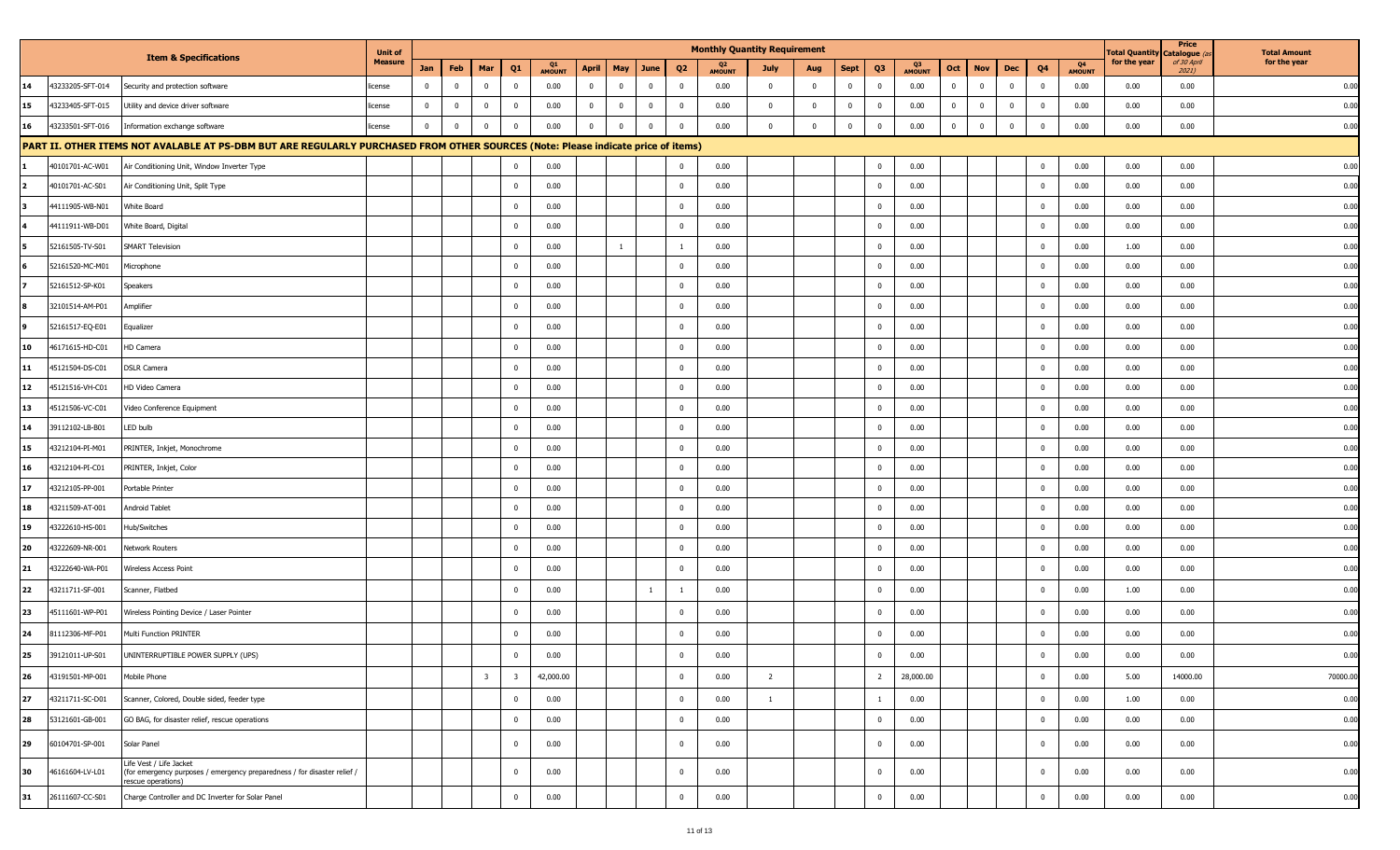| | Item & Specifications | | Unit of Measure | Monthly Quantity Requirement | | | | | | | | | | | | | | | | | | | | Total Quantity for the year | Price Catalogue (as of 30 April 2021) | Total Amount for the year |
|---|---|---|---|---|---|---|---|---|---|---|---|---|---|---|---|---|---|---|---|---|---|---|---|---|---|---|
| | | | | Jan | Feb | Mar | Q1 | Q1 AMOUNT | April | May | June | Q2 | Q2 AMOUNT | July | Aug | Sept | Q3 | Q3 AMOUNT | Oct | Nov | Dec | Q4 | Q4 AMOUNT | | | |
| 14 | 43233205-SFT-014 | Security and protection software | license | 0 | 0 | 0 | 0 | 0.00 | 0 | 0 | 0 | 0 | 0.00 | 0 | 0 | 0 | 0 | 0.00 | 0 | 0 | 0 | 0 | 0.00 | 0.00 | 0.00 | 0.00 |
| 15 | 43233405-SFT-015 | Utility and device driver software | license | 0 | 0 | 0 | 0 | 0.00 | 0 | 0 | 0 | 0 | 0.00 | 0 | 0 | 0 | 0 | 0.00 | 0 | 0 | 0 | 0 | 0.00 | 0.00 | 0.00 | 0.00 |
| 16 | 43233501-SFT-016 | Information exchange software | license | 0 | 0 | 0 | 0 | 0.00 | 0 | 0 | 0 | 0 | 0.00 | 0 | 0 | 0 | 0 | 0.00 | 0 | 0 | 0 | 0 | 0.00 | 0.00 | 0.00 | 0.00 |
| **PART II. OTHER ITEMS NOT AVALABLE AT PS-DBM BUT ARE REGULARLY PURCHASED FROM OTHER SOURCES (Note: Please indicate price of items)** | | | | | | | | | | | | | | | | | | | | | | | | | | |
| 1 | 40101701-AC-W01 | Air Conditioning Unit, Window Inverter Type | | | | | 0 | 0.00 | | | | 0 | 0.00 | | | | 0 | 0.00 | | | | 0 | 0.00 | 0.00 | 0.00 | 0.00 |
| 2 | 40101701-AC-S01 | Air Conditioning Unit, Split Type | | | | | 0 | 0.00 | | | | 0 | 0.00 | | | | 0 | 0.00 | | | | 0 | 0.00 | 0.00 | 0.00 | 0.00 |
| 3 | 44111905-WB-N01 | White Board | | | | | 0 | 0.00 | | | | 0 | 0.00 | | | | 0 | 0.00 | | | | 0 | 0.00 | 0.00 | 0.00 | 0.00 |
| 4 | 44111911-WB-D01 | White Board, Digital | | | | | 0 | 0.00 | | | | 0 | 0.00 | | | | 0 | 0.00 | | | | 0 | 0.00 | 0.00 | 0.00 | 0.00 |
| 5 | 52161505-TV-S01 | SMART Television | | | | | 0 | 0.00 | | 1 | | 1 | 0.00 | | | | 0 | 0.00 | | | | 0 | 0.00 | 1.00 | 0.00 | 0.00 |
| 6 | 52161520-MC-M01 | Microphone | | | | | 0 | 0.00 | | | | 0 | 0.00 | | | | 0 | 0.00 | | | | 0 | 0.00 | 0.00 | 0.00 | 0.00 |
| 7 | 52161512-SP-K01 | Speakers | | | | | 0 | 0.00 | | | | 0 | 0.00 | | | | 0 | 0.00 | | | | 0 | 0.00 | 0.00 | 0.00 | 0.00 |
| 8 | 32101514-AM-P01 | Amplifier | | | | | 0 | 0.00 | | | | 0 | 0.00 | | | | 0 | 0.00 | | | | 0 | 0.00 | 0.00 | 0.00 | 0.00 |
| 9 | 52161517-EQ-E01 | Equalizer | | | | | 0 | 0.00 | | | | 0 | 0.00 | | | | 0 | 0.00 | | | | 0 | 0.00 | 0.00 | 0.00 | 0.00 |
| 10 | 46171615-HD-C01 | HD Camera | | | | | 0 | 0.00 | | | | 0 | 0.00 | | | | 0 | 0.00 | | | | 0 | 0.00 | 0.00 | 0.00 | 0.00 |
| 11 | 45121504-DS-C01 | DSLR Camera | | | | | 0 | 0.00 | | | | 0 | 0.00 | | | | 0 | 0.00 | | | | 0 | 0.00 | 0.00 | 0.00 | 0.00 |
| 12 | 45121516-VH-C01 | HD Video Camera | | | | | 0 | 0.00 | | | | 0 | 0.00 | | | | 0 | 0.00 | | | | 0 | 0.00 | 0.00 | 0.00 | 0.00 |
| 13 | 45121506-VC-C01 | Video Conference Equipment | | | | | 0 | 0.00 | | | | 0 | 0.00 | | | | 0 | 0.00 | | | | 0 | 0.00 | 0.00 | 0.00 | 0.00 |
| 14 | 39112102-LB-B01 | LED bulb | | | | | 0 | 0.00 | | | | 0 | 0.00 | | | | 0 | 0.00 | | | | 0 | 0.00 | 0.00 | 0.00 | 0.00 |
| 15 | 43212104-PI-M01 | PRINTER, Inkjet, Monochrome | | | | | 0 | 0.00 | | | | 0 | 0.00 | | | | 0 | 0.00 | | | | 0 | 0.00 | 0.00 | 0.00 | 0.00 |
| 16 | 43212104-PI-C01 | PRINTER, Inkjet, Color | | | | | 0 | 0.00 | | | | 0 | 0.00 | | | | 0 | 0.00 | | | | 0 | 0.00 | 0.00 | 0.00 | 0.00 |
| 17 | 43212105-PP-001 | Portable Printer | | | | | 0 | 0.00 | | | | 0 | 0.00 | | | | 0 | 0.00 | | | | 0 | 0.00 | 0.00 | 0.00 | 0.00 |
| 18 | 43211509-AT-001 | Android Tablet | | | | | 0 | 0.00 | | | | 0 | 0.00 | | | | 0 | 0.00 | | | | 0 | 0.00 | 0.00 | 0.00 | 0.00 |
| 19 | 43222610-HS-001 | Hub/Switches | | | | | 0 | 0.00 | | | | 0 | 0.00 | | | | 0 | 0.00 | | | | 0 | 0.00 | 0.00 | 0.00 | 0.00 |
| 20 | 43222609-NR-001 | Network Routers | | | | | 0 | 0.00 | | | | 0 | 0.00 | | | | 0 | 0.00 | | | | 0 | 0.00 | 0.00 | 0.00 | 0.00 |
| 21 | 43222640-WA-P01 | Wireless Access Point | | | | | 0 | 0.00 | | | | 0 | 0.00 | | | | 0 | 0.00 | | | | 0 | 0.00 | 0.00 | 0.00 | 0.00 |
| 22 | 43211711-SF-001 | Scanner, Flatbed | | | | | 0 | 0.00 | | | 1 | 1 | 0.00 | | | | 0 | 0.00 | | | | 0 | 0.00 | 1.00 | 0.00 | 0.00 |
| 23 | 45111601-WP-P01 | Wireless Pointing Device / Laser Pointer | | | | | 0 | 0.00 | | | | 0 | 0.00 | | | | 0 | 0.00 | | | | 0 | 0.00 | 0.00 | 0.00 | 0.00 |
| 24 | 81112306-MF-P01 | Multi Function PRINTER | | | | | 0 | 0.00 | | | | 0 | 0.00 | | | | 0 | 0.00 | | | | 0 | 0.00 | 0.00 | 0.00 | 0.00 |
| 25 | 39121011-UP-S01 | UNINTERRUPTIBLE POWER SUPPLY (UPS) | | | | | 0 | 0.00 | | | | 0 | 0.00 | | | | 0 | 0.00 | | | | 0 | 0.00 | 0.00 | 0.00 | 0.00 |
| 26 | 43191501-MP-001 | Mobile Phone | | | | 3 | 3 | 42,000.00 | | | | 0 | 0.00 | 2 | | | 2 | 28,000.00 | | | | 0 | 0.00 | 5.00 | 14000.00 | 70000.00 |
| 27 | 43211711-SC-D01 | Scanner, Colored, Double sided, feeder type | | | | | 0 | 0.00 | | | | 0 | 0.00 | 1 | | | 1 | 0.00 | | | | 0 | 0.00 | 1.00 | 0.00 | 0.00 |
| 28 | 53121601-GB-001 | GO BAG, for disaster relief, rescue operations | | | | | 0 | 0.00 | | | | 0 | 0.00 | | | | 0 | 0.00 | | | | 0 | 0.00 | 0.00 | 0.00 | 0.00 |
| 29 | 60104701-SP-001 | Solar Panel | | | | | 0 | 0.00 | | | | 0 | 0.00 | | | | 0 | 0.00 | | | | 0 | 0.00 | 0.00 | 0.00 | 0.00 |
| 30 | 46161604-LV-L01 | Life Vest / Life Jacket (for emergency purposes / emergency preparedness / for disaster relief / rescue operations) | | | | | 0 | 0.00 | | | | 0 | 0.00 | | | | 0 | 0.00 | | | | 0 | 0.00 | 0.00 | 0.00 | 0.00 |
| 31 | 26111607-CC-S01 | Charge Controller and DC Inverter for Solar Panel | | | | | 0 | 0.00 | | | | 0 | 0.00 | | | | 0 | 0.00 | | | | 0 | 0.00 | 0.00 | 0.00 | 0.00 |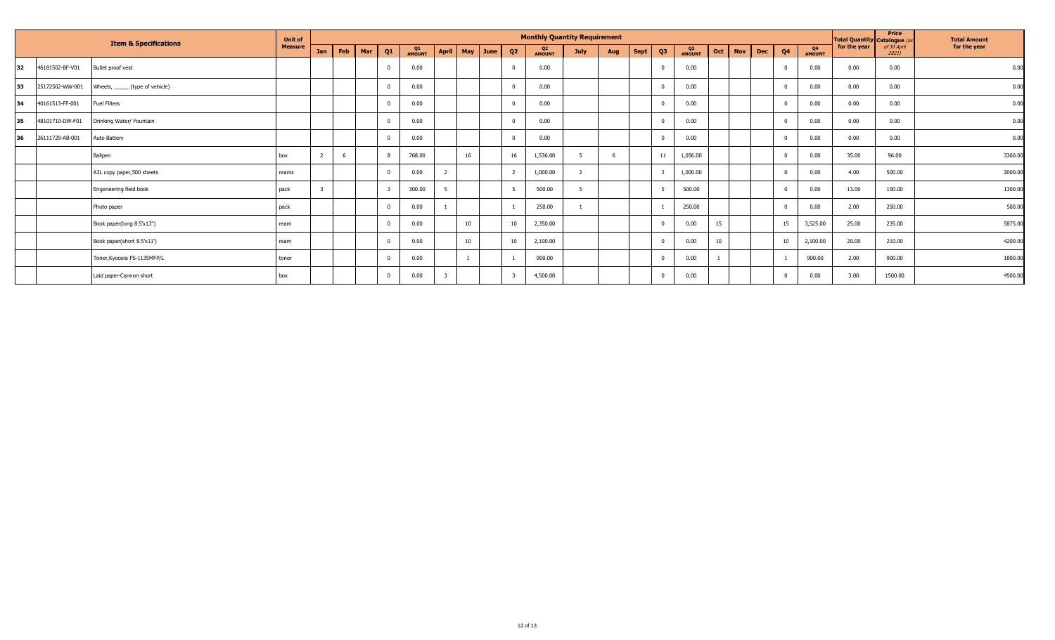| | | Item & Specifications | Unit of Measure | Monthly Quantity Requirement | | | | | | | | | | | | | | | | | | | | Total Quantity for the year | Price Catalogue (as of 30 April 2021) | Total Amount for the year |
|---|---|---|---|---|---|---|---|---|---|---|---|---|---|---|---|---|---|---|---|---|---|---|---|---|---|---|
| | | | | Jan | Feb | Mar | Q1 | Q1 AMOUNT | April | May | June | Q2 | Q2 AMOUNT | July | Aug | Sept | Q3 | Q3 AMOUNT | Oct | Nov | Dec | Q4 | Q4 AMOUNT | | | |
| 32 | 46181502-BF-V01 | Bullet proof vest | | | | | 0 | 0.00 | | | | 0 | 0.00 | | | | 0 | 0.00 | | | | 0 | 0.00 | 0.00 | 0.00 | 0.00 |
| 33 | 25172502-WW-001 | Wheels, _____ (type of vehicle) | | | | | 0 | 0.00 | | | | 0 | 0.00 | | | | 0 | 0.00 | | | | 0 | 0.00 | 0.00 | 0.00 | 0.00 |
| 34 | 40161513-FF-001 | Fuel Filters | | | | | 0 | 0.00 | | | | 0 | 0.00 | | | | 0 | 0.00 | | | | 0 | 0.00 | 0.00 | 0.00 | 0.00 |
| 35 | 48101710-DW-F01 | Drinking Water/ Fountain | | | | | 0 | 0.00 | | | | 0 | 0.00 | | | | 0 | 0.00 | | | | 0 | 0.00 | 0.00 | 0.00 | 0.00 |
| 36 | 26111729-AB-001 | Auto Battery | | | | | 0 | 0.00 | | | | 0 | 0.00 | | | | 0 | 0.00 | | | | 0 | 0.00 | 0.00 | 0.00 | 0.00 |
| | | Ballpen | box | 2 | 6 | | 8 | 768.00 | | 16 | | 16 | 1,536.00 | 5 | 6 | | 11 | 1,056.00 | | | | 0 | 0.00 | 35.00 | 96.00 | 3360.00 |
| | | A3L copy paper,500 sheets | reams | | | | 0 | 0.00 | 2 | | | 2 | 1,000.00 | 2 | | | 2 | 1,000.00 | | | | 0 | 0.00 | 4.00 | 500.00 | 2000.00 |
| | | Engeneering field book | pack | 3 | | | 3 | 300.00 | 5 | | | 5 | 500.00 | 5 | | | 5 | 500.00 | | | | 0 | 0.00 | 13.00 | 100.00 | 1300.00 |
| | | Photo paper | pack | | | | 0 | 0.00 | 1 | | | 1 | 250.00 | 1 | | | 1 | 250.00 | | | | 0 | 0.00 | 2.00 | 250.00 | 500.00 |
| | | Book paper(long 8.5'x13") | ream | | | | 0 | 0.00 | | 10 | | 10 | 2,350.00 | | | | 0 | 0.00 | 15 | | | 15 | 3,525.00 | 25.00 | 235.00 | 5875.00 |
| | | Book paper(short 8.5'x11') | ream | | | | 0 | 0.00 | | 10 | | 10 | 2,100.00 | | | | 0 | 0.00 | 10 | | | 10 | 2,100.00 | 20.00 | 210.00 | 4200.00 |
| | | Toner,Kyocera FS-1135MFP/L | toner | | | | 0 | 0.00 | | 1 | | 1 | 900.00 | | | | 0 | 0.00 | 1 | | | 1 | 900.00 | 2.00 | 900.00 | 1800.00 |
| | | Laid paper-Cannon short | box | | | | 0 | 0.00 | 3 | | | 3 | 4,500.00 | | | | 0 | 0.00 | | | | 0 | 0.00 | 3.00 | 1500.00 | 4500.00 |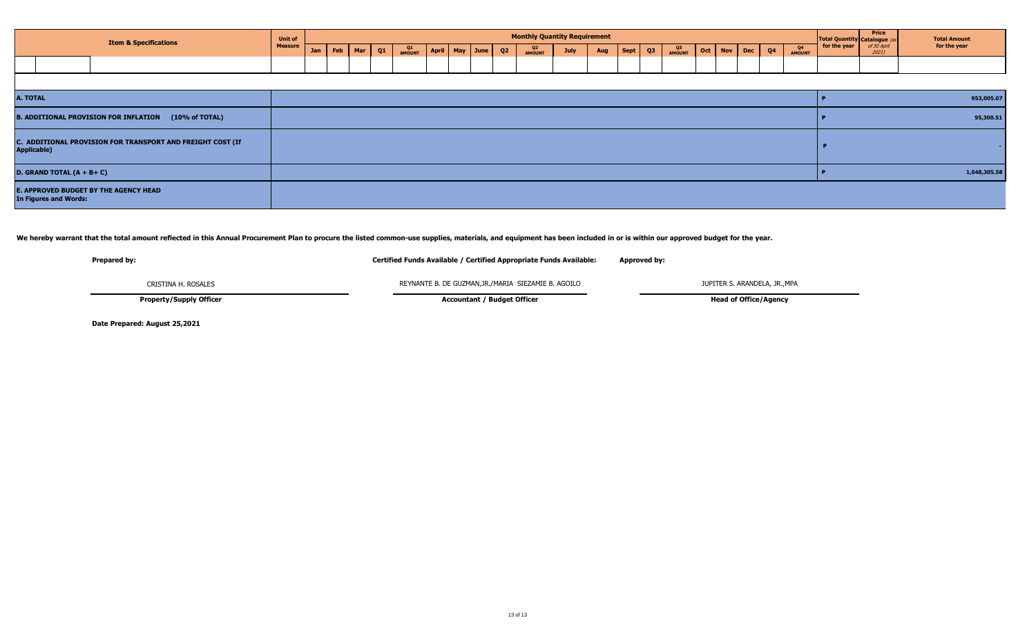| Item & Specifications | | | Unit of Measure | Monthly Quantity Requirement | | | | | | | | | | | | | | | | | | | | Total Quantity for the year | Price Catalogue (as of 30 April 2021) | Total Amount for the year |
|---|---|---|---|---|---|---|---|---|---|---|---|---|---|---|---|---|---|---|---|---|---|---|---|---|---|---|
| | | | | Jan | Feb | Mar | Q1 | Q1 AMOUNT | April | May | June | Q2 | Q2 AMOUNT | July | Aug | Sept | Q3 | Q3 AMOUNT | Oct | Nov | Dec | Q4 | Q4 AMOUNT | | | |
| | | | | | | | | | | | | | | | | | | | | | | | | | | |

| | | | |
|---|---|---|---|
| **A. TOTAL** | | **P** | **953,005.07** |
| **B. ADDITIONAL PROVISION FOR INFLATION (10% of TOTAL)** | | **P** | **95,300.51** |
| **C. ADDITIONAL PROVISION FOR TRANSPORT AND FREIGHT COST (If Applicable)** | | **P** | **-** |
| **D. GRAND TOTAL (A + B+ C)** | | **P** | **1,048,305.58** |
| **E. APPROVED BUDGET BY THE AGENCY HEAD In Figures and Words:** | | | |

**We hereby warrant that the total amount reflected in this Annual Procurement Plan to procure the listed common-use supplies, materials, and equipment has been included in or is within our approved budget for the year.**

| Prepared by: | Certified Funds Available / Certified Appropriate Funds Available: | Approved by: |
|---|---|---|
| CRISTINA H. ROSALES | REYNANTE B. DE GUZMAN,JR./MARIA SIEZAMIE B. AGOILO | JUPITER S. ARANDELA, JR.,MPA |
| **Property/Supply Officer** | **Accountant / Budget Officer** | **Head of Office/Agency** |

**Date Prepared: August 25,2021**